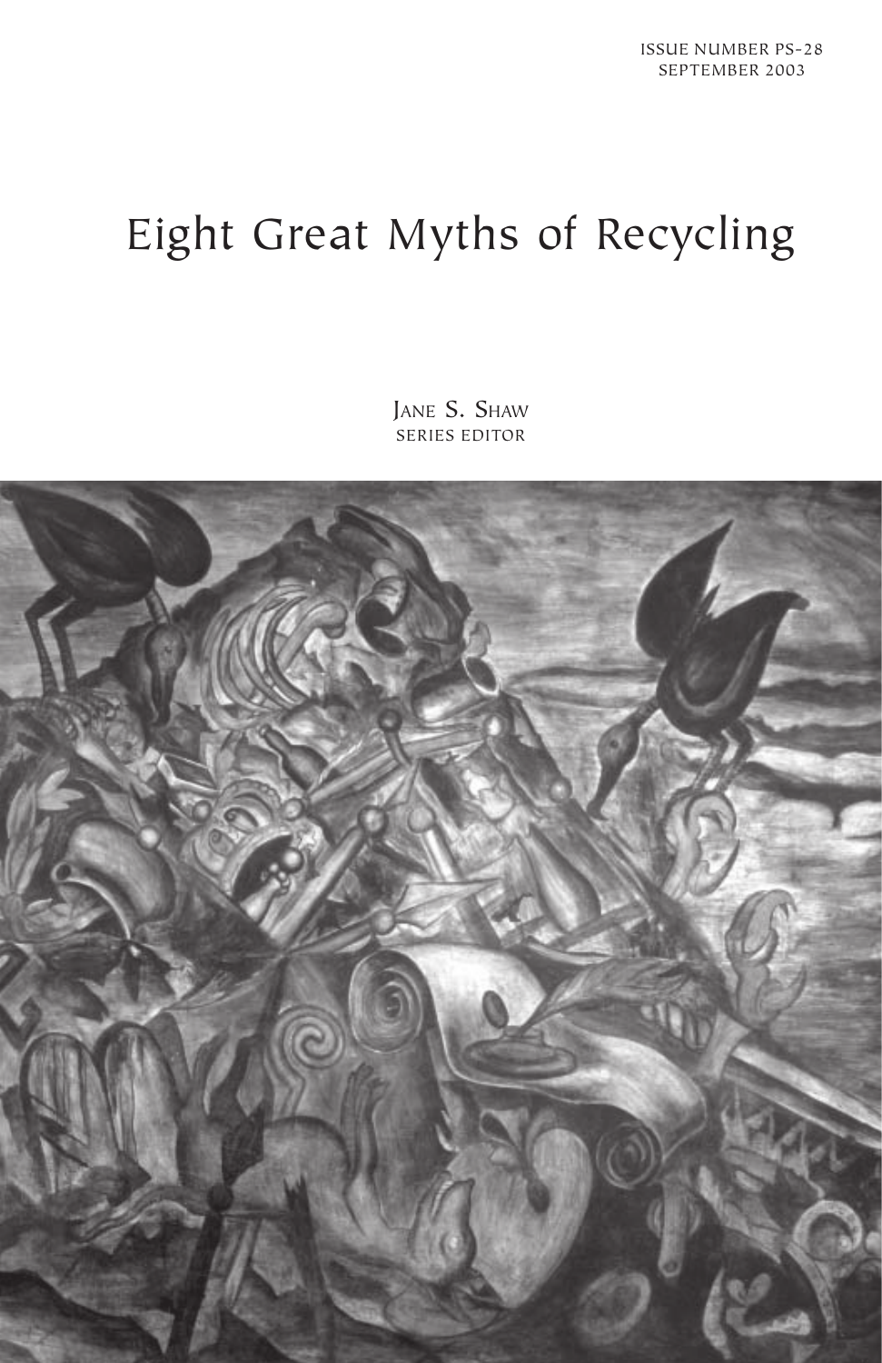ISSUE NUMBER PS-28
SEPTEMBER 2003

# Eight Great Myths of Recycling

JANE S. SHAW
SERIES EDITOR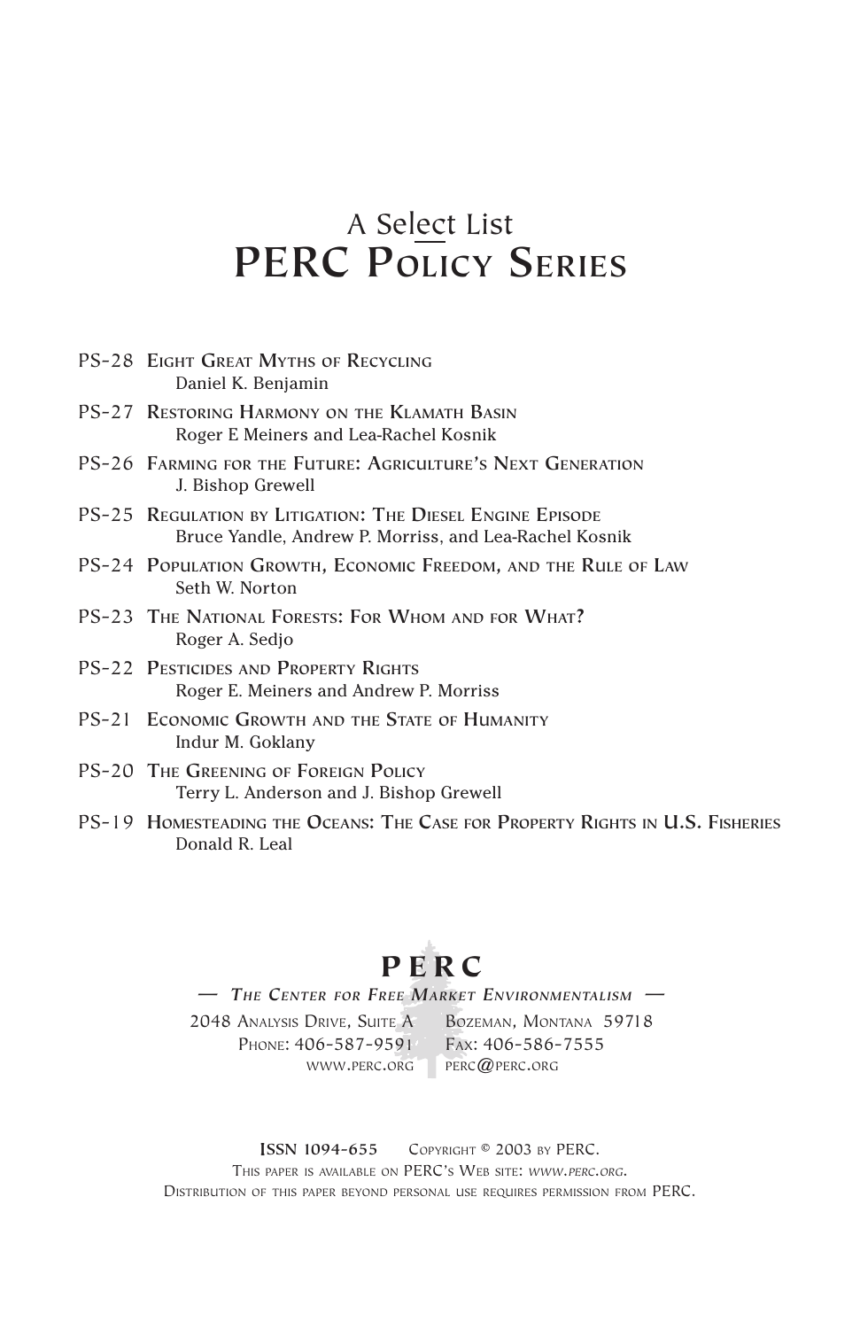# A Select List
# PERC Policy Series

- PS-28 **Eight Great Myths of Recycling**
  Daniel K. Benjamin
- PS-27 **Restoring Harmony on the Klamath Basin**
  Roger E Meiners and Lea-Rachel Kosnik
- PS-26 **Farming for the Future: Agriculture's Next Generation**
  J. Bishop Grewell
- PS-25 **Regulation by Litigation: The Diesel Engine Episode**
  Bruce Yandle, Andrew P. Morriss, and Lea-Rachel Kosnik
- PS-24 **Population Growth, Economic Freedom, and the Rule of Law**
  Seth W. Norton
- PS-23 **The National Forests: For Whom and for What?**
  Roger A. Sedjo
- PS-22 **Pesticides and Property Rights**
  Roger E. Meiners and Andrew P. Morriss
- PS-21 **Economic Growth and the State of Humanity**
  Indur M. Goklany
- PS-20 **The Greening of Foreign Policy**
  Terry L. Anderson and J. Bishop Grewell
- PS-19 **Homesteading the Oceans: The Case for Property Rights in U.S. Fisheries**
  Donald R. Leal

## PERC

— *The Center for Free Market Environmentalism* —

2048 Analysis Drive, Suite A Bozeman, Montana 59718
Phone: 406-587-9591 Fax: 406-586-7555
www.perc.org perc@perc.org

**ISSN 1094-655** Copyright © 2003 by PERC.
This paper is available on PERC's Web site: *www.perc.org*.
Distribution of this paper beyond personal use requires permission from PERC.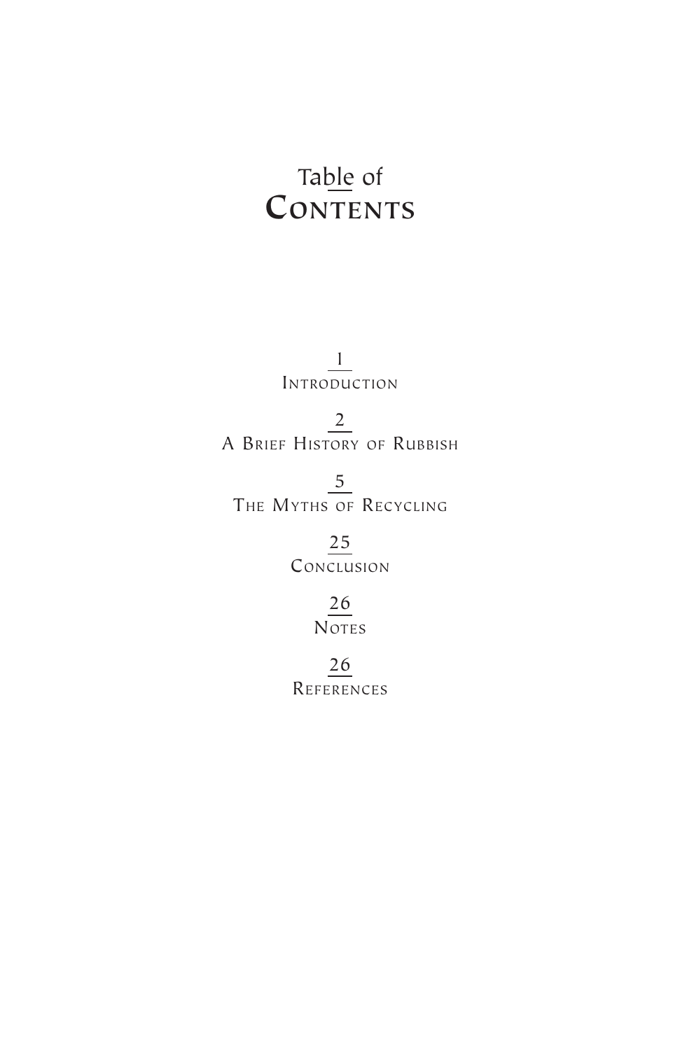# Table of Contents

1 Introduction

2 A Brief History of Rubbish

5 The Myths of Recycling

25 Conclusion

26 Notes

26 References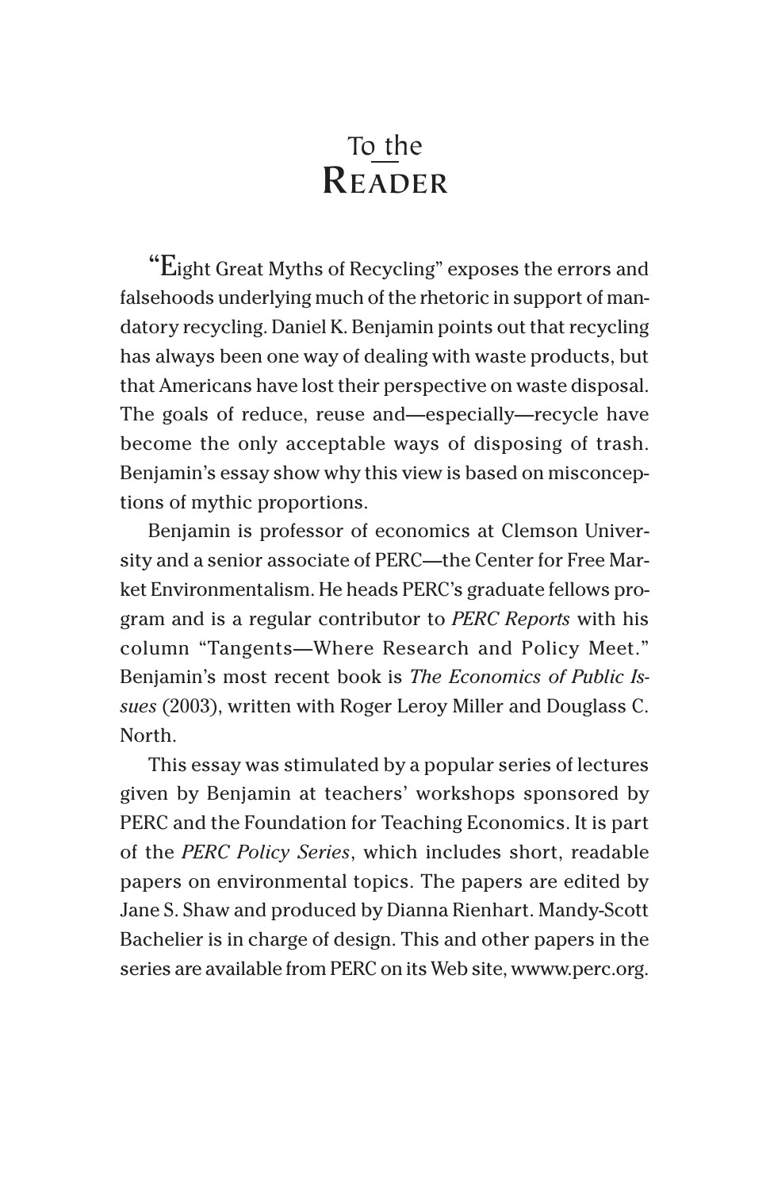# To the Reader

"Eight Great Myths of Recycling" exposes the errors and falsehoods underlying much of the rhetoric in support of mandatory recycling. Daniel K. Benjamin points out that recycling has always been one way of dealing with waste products, but that Americans have lost their perspective on waste disposal. The goals of reduce, reuse and—especially—recycle have become the only acceptable ways of disposing of trash. Benjamin's essay show why this view is based on misconceptions of mythic proportions.

Benjamin is professor of economics at Clemson University and a senior associate of PERC—the Center for Free Market Environmentalism. He heads PERC's graduate fellows program and is a regular contributor to *PERC Reports* with his column "Tangents—Where Research and Policy Meet." Benjamin's most recent book is *The Economics of Public Issues* (2003), written with Roger Leroy Miller and Douglass C. North.

This essay was stimulated by a popular series of lectures given by Benjamin at teachers' workshops sponsored by PERC and the Foundation for Teaching Economics. It is part of the *PERC Policy Series*, which includes short, readable papers on environmental topics. The papers are edited by Jane S. Shaw and produced by Dianna Rienhart. Mandy-Scott Bachelier is in charge of design. This and other papers in the series are available from PERC on its Web site, wwww.perc.org.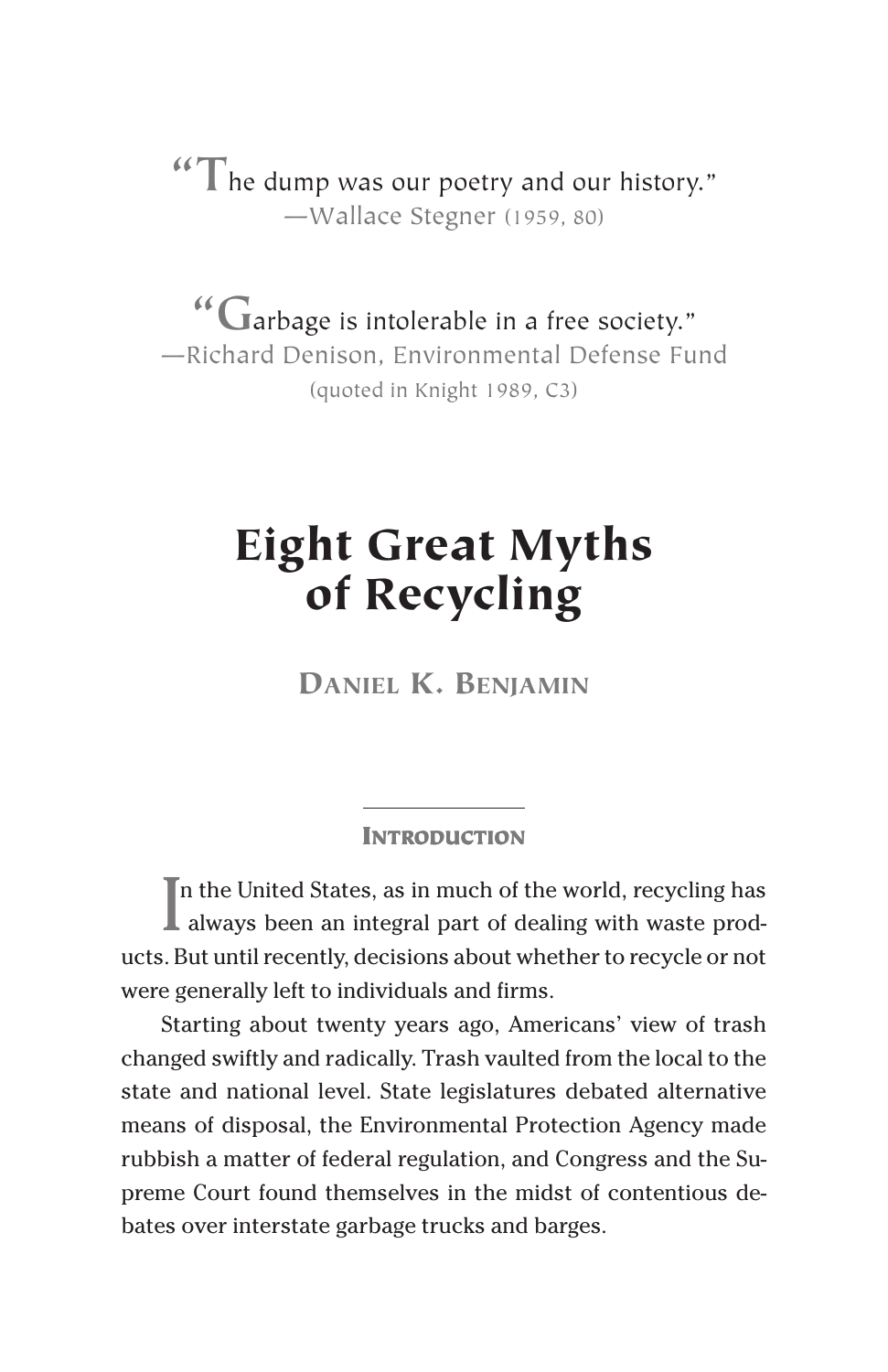"The dump was our poetry and our history."
—Wallace Stegner (1959, 80)

"Garbage is intolerable in a free society."
—Richard Denison, Environmental Defense Fund
(quoted in Knight 1989, C3)

# Eight Great Myths of Recycling

**Daniel K. Benjamin**

## Introduction

In the United States, as in much of the world, recycling has always been an integral part of dealing with waste products. But until recently, decisions about whether to recycle or not were generally left to individuals and firms.

Starting about twenty years ago, Americans' view of trash changed swiftly and radically. Trash vaulted from the local to the state and national level. State legislatures debated alternative means of disposal, the Environmental Protection Agency made rubbish a matter of federal regulation, and Congress and the Supreme Court found themselves in the midst of contentious debates over interstate garbage trucks and barges.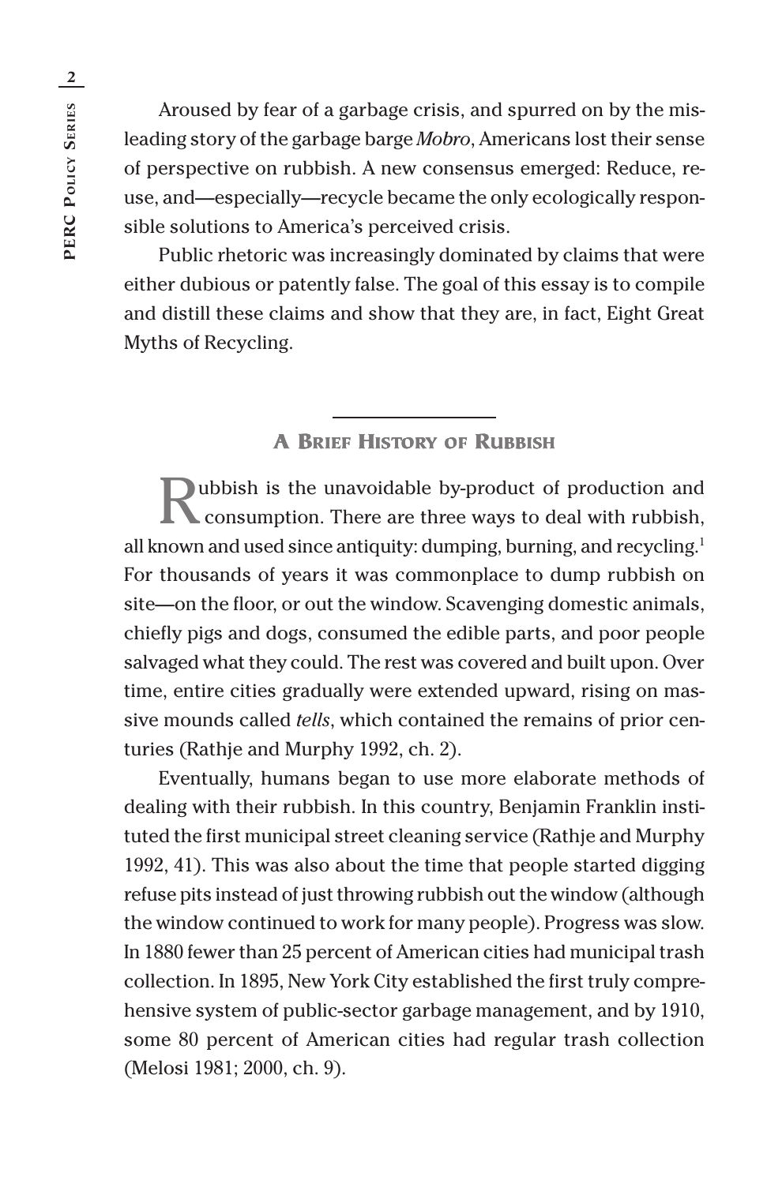Aroused by fear of a garbage crisis, and spurred on by the misleading story of the garbage barge *Mobro*, Americans lost their sense of perspective on rubbish. A new consensus emerged: Reduce, reuse, and—especially—recycle became the only ecologically responsible solutions to America's perceived crisis.

Public rhetoric was increasingly dominated by claims that were either dubious or patently false. The goal of this essay is to compile and distill these claims and show that they are, in fact, Eight Great Myths of Recycling.

## A Brief History of Rubbish

Rubbish is the unavoidable by-product of production and consumption. There are three ways to deal with rubbish, all known and used since antiquity: dumping, burning, and recycling.[1] For thousands of years it was commonplace to dump rubbish on site—on the floor, or out the window. Scavenging domestic animals, chiefly pigs and dogs, consumed the edible parts, and poor people salvaged what they could. The rest was covered and built upon. Over time, entire cities gradually were extended upward, rising on massive mounds called *tells*, which contained the remains of prior centuries (Rathje and Murphy 1992, ch. 2).

Eventually, humans began to use more elaborate methods of dealing with their rubbish. In this country, Benjamin Franklin instituted the first municipal street cleaning service (Rathje and Murphy 1992, 41). This was also about the time that people started digging refuse pits instead of just throwing rubbish out the window (although the window continued to work for many people). Progress was slow. In 1880 fewer than 25 percent of American cities had municipal trash collection. In 1895, New York City established the first truly comprehensive system of public-sector garbage management, and by 1910, some 80 percent of American cities had regular trash collection (Melosi 1981; 2000, ch. 9).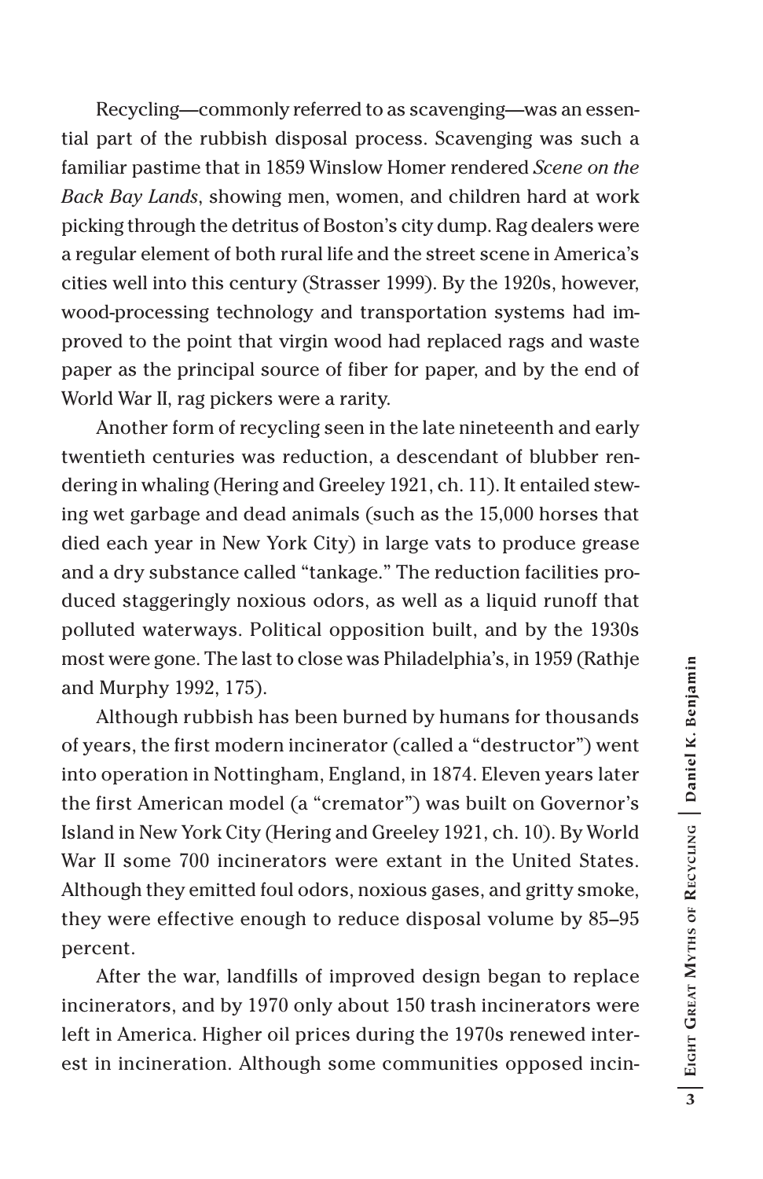Recycling—commonly referred to as scavenging—was an essential part of the rubbish disposal process. Scavenging was such a familiar pastime that in 1859 Winslow Homer rendered *Scene on the Back Bay Lands*, showing men, women, and children hard at work picking through the detritus of Boston's city dump. Rag dealers were a regular element of both rural life and the street scene in America's cities well into this century (Strasser 1999). By the 1920s, however, wood-processing technology and transportation systems had improved to the point that virgin wood had replaced rags and waste paper as the principal source of fiber for paper, and by the end of World War II, rag pickers were a rarity.

Another form of recycling seen in the late nineteenth and early twentieth centuries was reduction, a descendant of blubber rendering in whaling (Hering and Greeley 1921, ch. 11). It entailed stewing wet garbage and dead animals (such as the 15,000 horses that died each year in New York City) in large vats to produce grease and a dry substance called "tankage." The reduction facilities produced staggeringly noxious odors, as well as a liquid runoff that polluted waterways. Political opposition built, and by the 1930s most were gone. The last to close was Philadelphia's, in 1959 (Rathje and Murphy 1992, 175).

Although rubbish has been burned by humans for thousands of years, the first modern incinerator (called a "destructor") went into operation in Nottingham, England, in 1874. Eleven years later the first American model (a "cremator") was built on Governor's Island in New York City (Hering and Greeley 1921, ch. 10). By World War II some 700 incinerators were extant in the United States. Although they emitted foul odors, noxious gases, and gritty smoke, they were effective enough to reduce disposal volume by 85–95 percent.

After the war, landfills of improved design began to replace incinerators, and by 1970 only about 150 trash incinerators were left in America. Higher oil prices during the 1970s renewed interest in incineration. Although some communities opposed incin-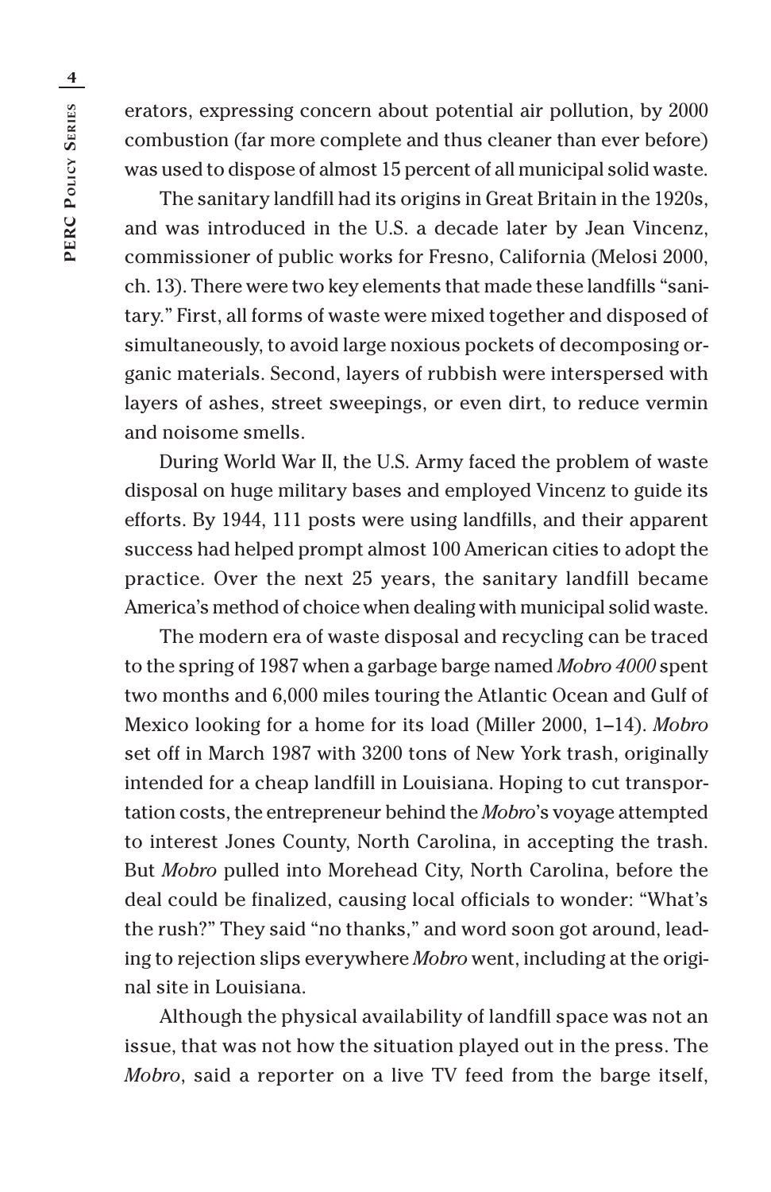erators, expressing concern about potential air pollution, by 2000 combustion (far more complete and thus cleaner than ever before) was used to dispose of almost 15 percent of all municipal solid waste.

The sanitary landfill had its origins in Great Britain in the 1920s, and was introduced in the U.S. a decade later by Jean Vincenz, commissioner of public works for Fresno, California (Melosi 2000, ch. 13). There were two key elements that made these landfills "sanitary." First, all forms of waste were mixed together and disposed of simultaneously, to avoid large noxious pockets of decomposing organic materials. Second, layers of rubbish were interspersed with layers of ashes, street sweepings, or even dirt, to reduce vermin and noisome smells.

During World War II, the U.S. Army faced the problem of waste disposal on huge military bases and employed Vincenz to guide its efforts. By 1944, 111 posts were using landfills, and their apparent success had helped prompt almost 100 American cities to adopt the practice. Over the next 25 years, the sanitary landfill became America's method of choice when dealing with municipal solid waste.

The modern era of waste disposal and recycling can be traced to the spring of 1987 when a garbage barge named *Mobro 4000* spent two months and 6,000 miles touring the Atlantic Ocean and Gulf of Mexico looking for a home for its load (Miller 2000, 1–14). *Mobro* set off in March 1987 with 3200 tons of New York trash, originally intended for a cheap landfill in Louisiana. Hoping to cut transportation costs, the entrepreneur behind the *Mobro*'s voyage attempted to interest Jones County, North Carolina, in accepting the trash. But *Mobro* pulled into Morehead City, North Carolina, before the deal could be finalized, causing local officials to wonder: "What's the rush?" They said "no thanks," and word soon got around, leading to rejection slips everywhere *Mobro* went, including at the original site in Louisiana.

Although the physical availability of landfill space was not an issue, that was not how the situation played out in the press. The *Mobro*, said a reporter on a live TV feed from the barge itself,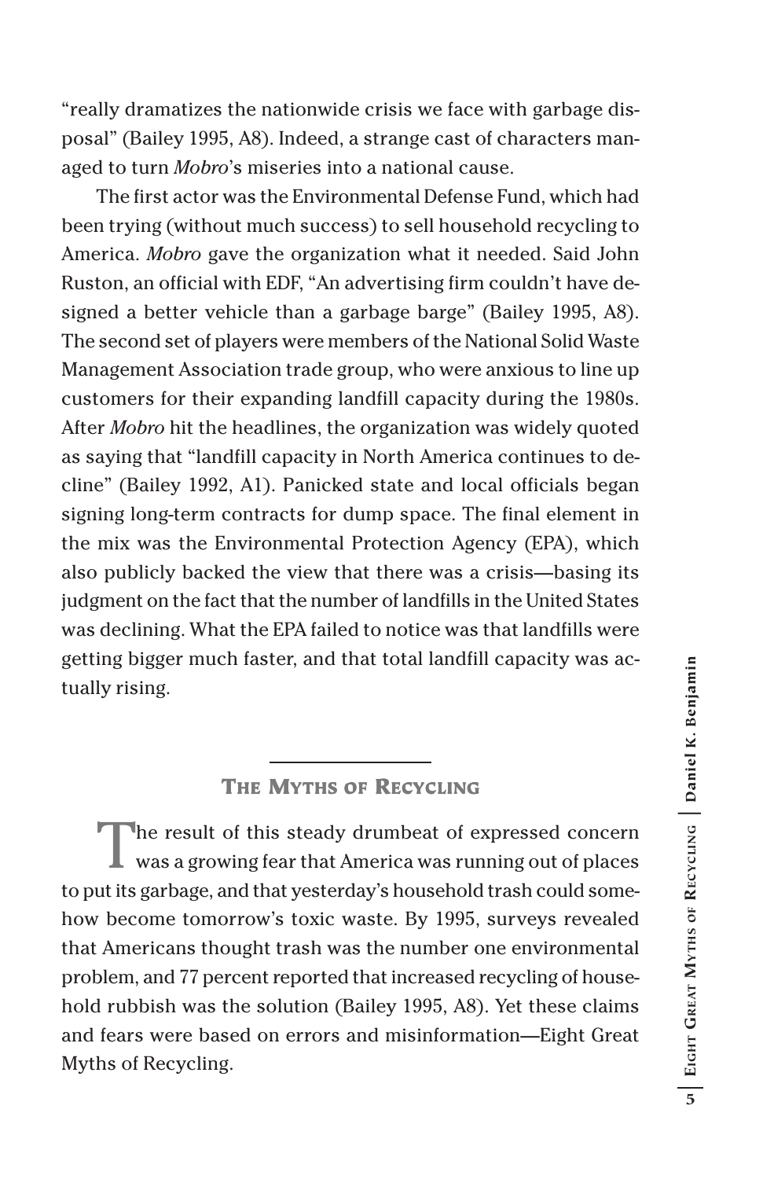"really dramatizes the nationwide crisis we face with garbage disposal" (Bailey 1995, A8). Indeed, a strange cast of characters managed to turn *Mobro*'s miseries into a national cause.

The first actor was the Environmental Defense Fund, which had been trying (without much success) to sell household recycling to America. *Mobro* gave the organization what it needed. Said John Ruston, an official with EDF, "An advertising firm couldn't have designed a better vehicle than a garbage barge" (Bailey 1995, A8). The second set of players were members of the National Solid Waste Management Association trade group, who were anxious to line up customers for their expanding landfill capacity during the 1980s. After *Mobro* hit the headlines, the organization was widely quoted as saying that "landfill capacity in North America continues to decline" (Bailey 1992, A1). Panicked state and local officials began signing long-term contracts for dump space. The final element in the mix was the Environmental Protection Agency (EPA), which also publicly backed the view that there was a crisis—basing its judgment on the fact that the number of landfills in the United States was declining. What the EPA failed to notice was that landfills were getting bigger much faster, and that total landfill capacity was actually rising.

## The Myths of Recycling

The result of this steady drumbeat of expressed concern was a growing fear that America was running out of places to put its garbage, and that yesterday's household trash could somehow become tomorrow's toxic waste. By 1995, surveys revealed that Americans thought trash was the number one environmental problem, and 77 percent reported that increased recycling of household rubbish was the solution (Bailey 1995, A8). Yet these claims and fears were based on errors and misinformation—Eight Great Myths of Recycling.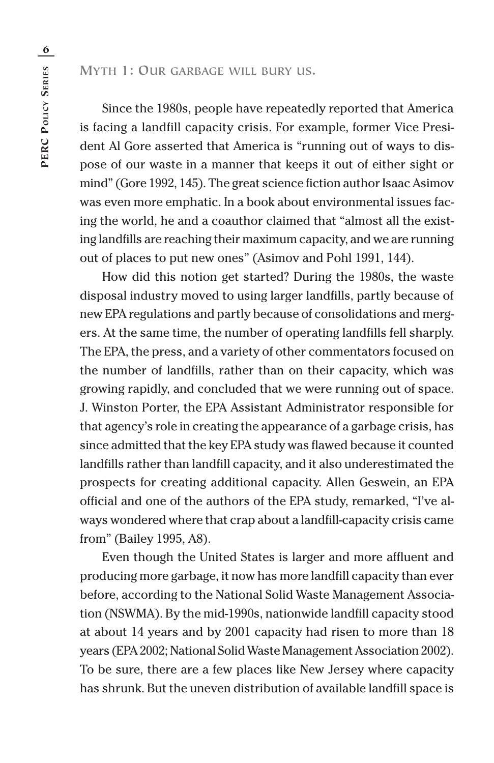## MYTH 1: OUR GARBAGE WILL BURY US.

Since the 1980s, people have repeatedly reported that America is facing a landfill capacity crisis. For example, former Vice President Al Gore asserted that America is "running out of ways to dispose of our waste in a manner that keeps it out of either sight or mind" (Gore 1992, 145). The great science fiction author Isaac Asimov was even more emphatic. In a book about environmental issues facing the world, he and a coauthor claimed that "almost all the existing landfills are reaching their maximum capacity, and we are running out of places to put new ones" (Asimov and Pohl 1991, 144).

How did this notion get started? During the 1980s, the waste disposal industry moved to using larger landfills, partly because of new EPA regulations and partly because of consolidations and mergers. At the same time, the number of operating landfills fell sharply. The EPA, the press, and a variety of other commentators focused on the number of landfills, rather than on their capacity, which was growing rapidly, and concluded that we were running out of space. J. Winston Porter, the EPA Assistant Administrator responsible for that agency's role in creating the appearance of a garbage crisis, has since admitted that the key EPA study was flawed because it counted landfills rather than landfill capacity, and it also underestimated the prospects for creating additional capacity. Allen Geswein, an EPA official and one of the authors of the EPA study, remarked, "I've always wondered where that crap about a landfill-capacity crisis came from" (Bailey 1995, A8).

Even though the United States is larger and more affluent and producing more garbage, it now has more landfill capacity than ever before, according to the National Solid Waste Management Association (NSWMA). By the mid-1990s, nationwide landfill capacity stood at about 14 years and by 2001 capacity had risen to more than 18 years (EPA 2002; National Solid Waste Management Association 2002). To be sure, there are a few places like New Jersey where capacity has shrunk. But the uneven distribution of available landfill space is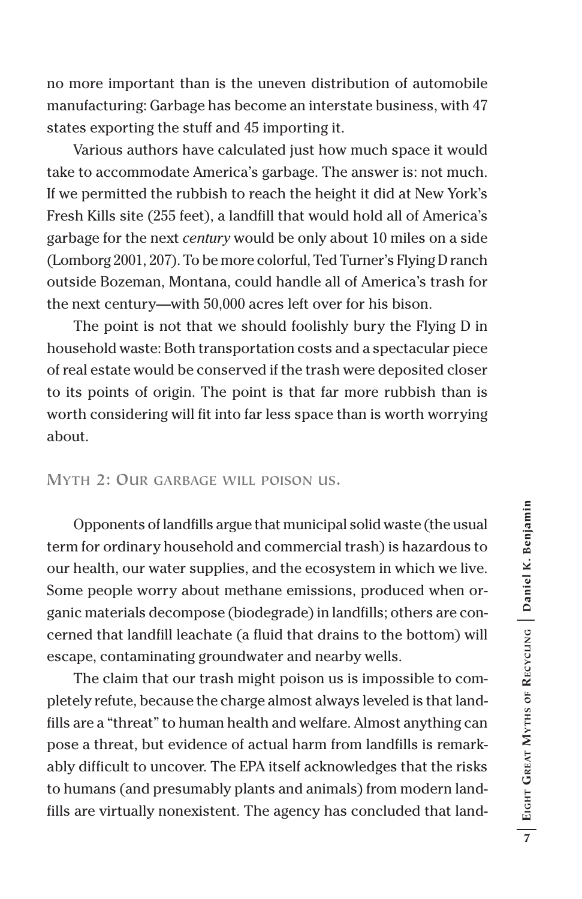no more important than is the uneven distribution of automobile manufacturing: Garbage has become an interstate business, with 47 states exporting the stuff and 45 importing it.

Various authors have calculated just how much space it would take to accommodate America's garbage. The answer is: not much. If we permitted the rubbish to reach the height it did at New York's Fresh Kills site (255 feet), a landfill that would hold all of America's garbage for the next *century* would be only about 10 miles on a side (Lomborg 2001, 207). To be more colorful, Ted Turner's Flying D ranch outside Bozeman, Montana, could handle all of America's trash for the next century—with 50,000 acres left over for his bison.

The point is not that we should foolishly bury the Flying D in household waste: Both transportation costs and a spectacular piece of real estate would be conserved if the trash were deposited closer to its points of origin. The point is that far more rubbish than is worth considering will fit into far less space than is worth worrying about.

### Myth 2: Our garbage will poison us.

Opponents of landfills argue that municipal solid waste (the usual term for ordinary household and commercial trash) is hazardous to our health, our water supplies, and the ecosystem in which we live. Some people worry about methane emissions, produced when organic materials decompose (biodegrade) in landfills; others are concerned that landfill leachate (a fluid that drains to the bottom) will escape, contaminating groundwater and nearby wells.

The claim that our trash might poison us is impossible to completely refute, because the charge almost always leveled is that landfills are a "threat" to human health and welfare. Almost anything can pose a threat, but evidence of actual harm from landfills is remarkably difficult to uncover. The EPA itself acknowledges that the risks to humans (and presumably plants and animals) from modern landfills are virtually nonexistent. The agency has concluded that land-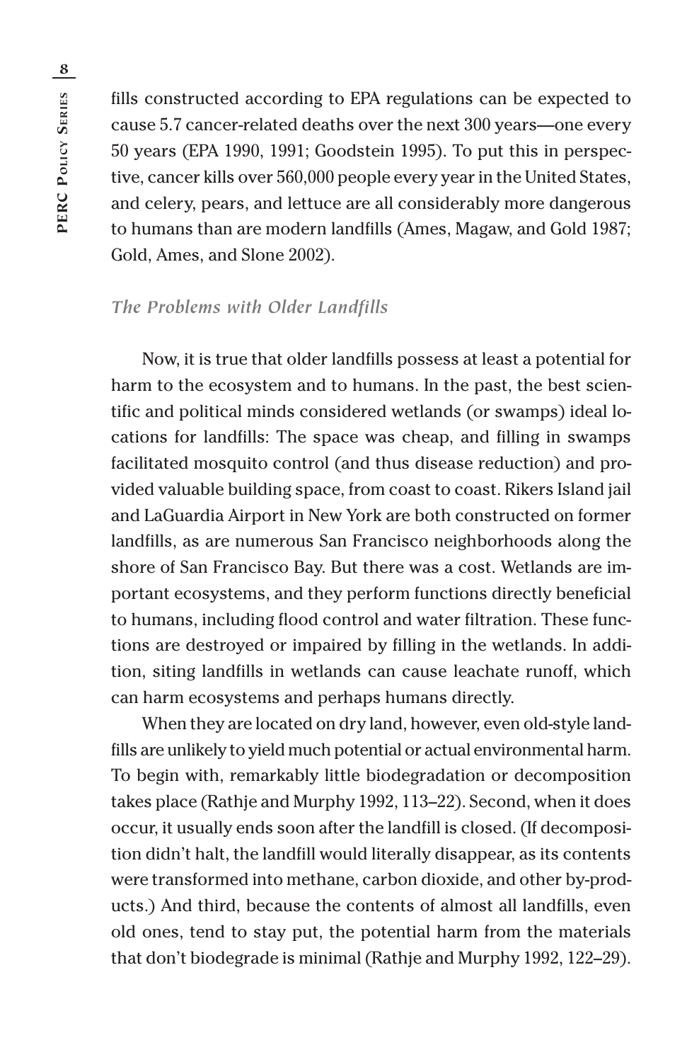fills constructed according to EPA regulations can be expected to cause 5.7 cancer-related deaths over the next 300 years—one every 50 years (EPA 1990, 1991; Goodstein 1995). To put this in perspective, cancer kills over 560,000 people every year in the United States, and celery, pears, and lettuce are all considerably more dangerous to humans than are modern landfills (Ames, Magaw, and Gold 1987; Gold, Ames, and Slone 2002).

### *The Problems with Older Landfills*

Now, it is true that older landfills possess at least a potential for harm to the ecosystem and to humans. In the past, the best scientific and political minds considered wetlands (or swamps) ideal locations for landfills: The space was cheap, and filling in swamps facilitated mosquito control (and thus disease reduction) and provided valuable building space, from coast to coast. Rikers Island jail and LaGuardia Airport in New York are both constructed on former landfills, as are numerous San Francisco neighborhoods along the shore of San Francisco Bay. But there was a cost. Wetlands are important ecosystems, and they perform functions directly beneficial to humans, including flood control and water filtration. These functions are destroyed or impaired by filling in the wetlands. In addition, siting landfills in wetlands can cause leachate runoff, which can harm ecosystems and perhaps humans directly.

When they are located on dry land, however, even old-style landfills are unlikely to yield much potential or actual environmental harm. To begin with, remarkably little biodegradation or decomposition takes place (Rathje and Murphy 1992, 113–22). Second, when it does occur, it usually ends soon after the landfill is closed. (If decomposition didn't halt, the landfill would literally disappear, as its contents were transformed into methane, carbon dioxide, and other by-products.) And third, because the contents of almost all landfills, even old ones, tend to stay put, the potential harm from the materials that don't biodegrade is minimal (Rathje and Murphy 1992, 122–29).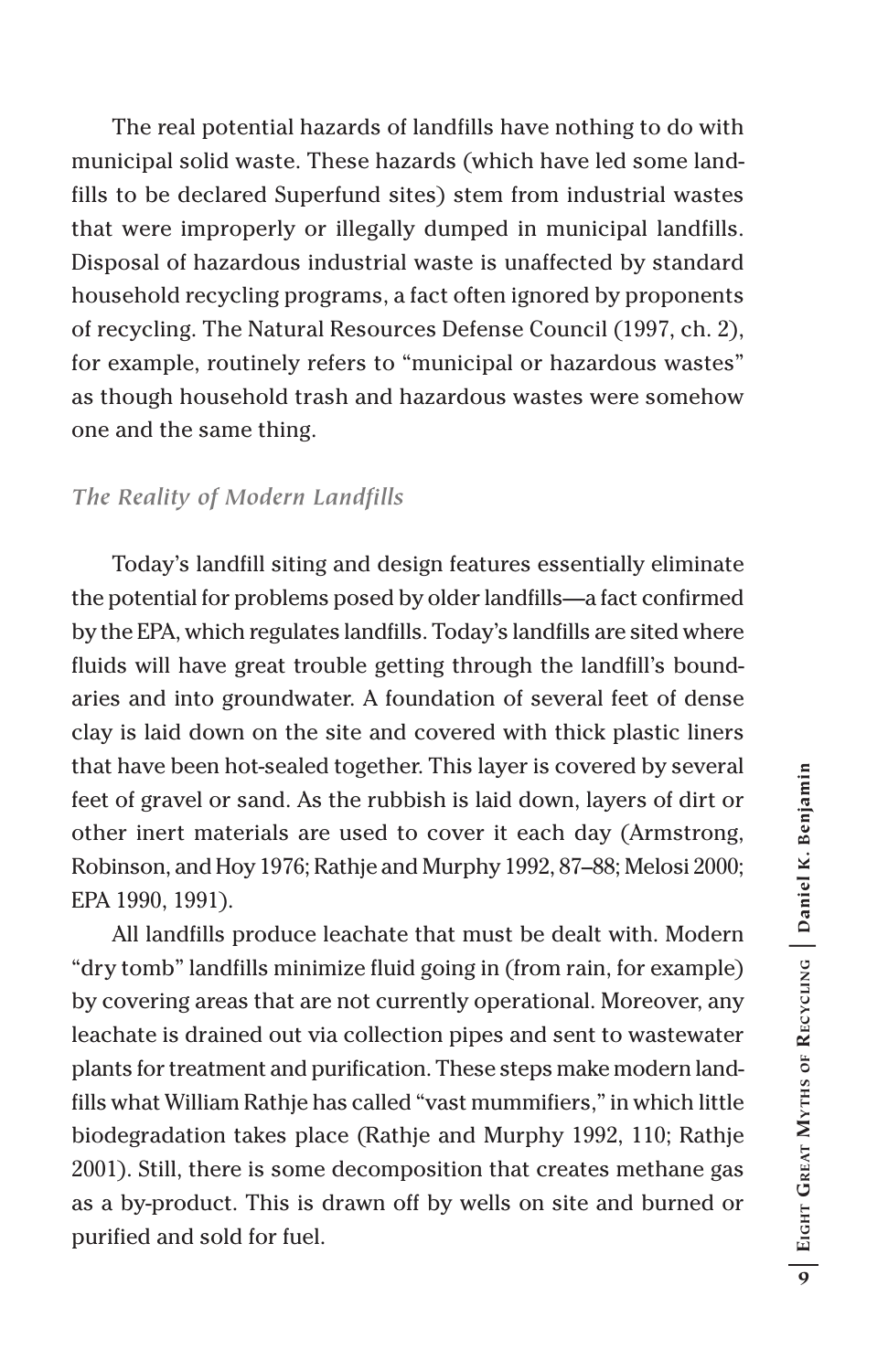The real potential hazards of landfills have nothing to do with municipal solid waste. These hazards (which have led some landfills to be declared Superfund sites) stem from industrial wastes that were improperly or illegally dumped in municipal landfills. Disposal of hazardous industrial waste is unaffected by standard household recycling programs, a fact often ignored by proponents of recycling. The Natural Resources Defense Council (1997, ch. 2), for example, routinely refers to "municipal or hazardous wastes" as though household trash and hazardous wastes were somehow one and the same thing.

### *The Reality of Modern Landfills*

Today's landfill siting and design features essentially eliminate the potential for problems posed by older landfills—a fact confirmed by the EPA, which regulates landfills. Today's landfills are sited where fluids will have great trouble getting through the landfill's boundaries and into groundwater. A foundation of several feet of dense clay is laid down on the site and covered with thick plastic liners that have been hot-sealed together. This layer is covered by several feet of gravel or sand. As the rubbish is laid down, layers of dirt or other inert materials are used to cover it each day (Armstrong, Robinson, and Hoy 1976; Rathje and Murphy 1992, 87–88; Melosi 2000; EPA 1990, 1991).

All landfills produce leachate that must be dealt with. Modern "dry tomb" landfills minimize fluid going in (from rain, for example) by covering areas that are not currently operational. Moreover, any leachate is drained out via collection pipes and sent to wastewater plants for treatment and purification. These steps make modern landfills what William Rathje has called "vast mummifiers," in which little biodegradation takes place (Rathje and Murphy 1992, 110; Rathje 2001). Still, there is some decomposition that creates methane gas as a by-product. This is drawn off by wells on site and burned or purified and sold for fuel.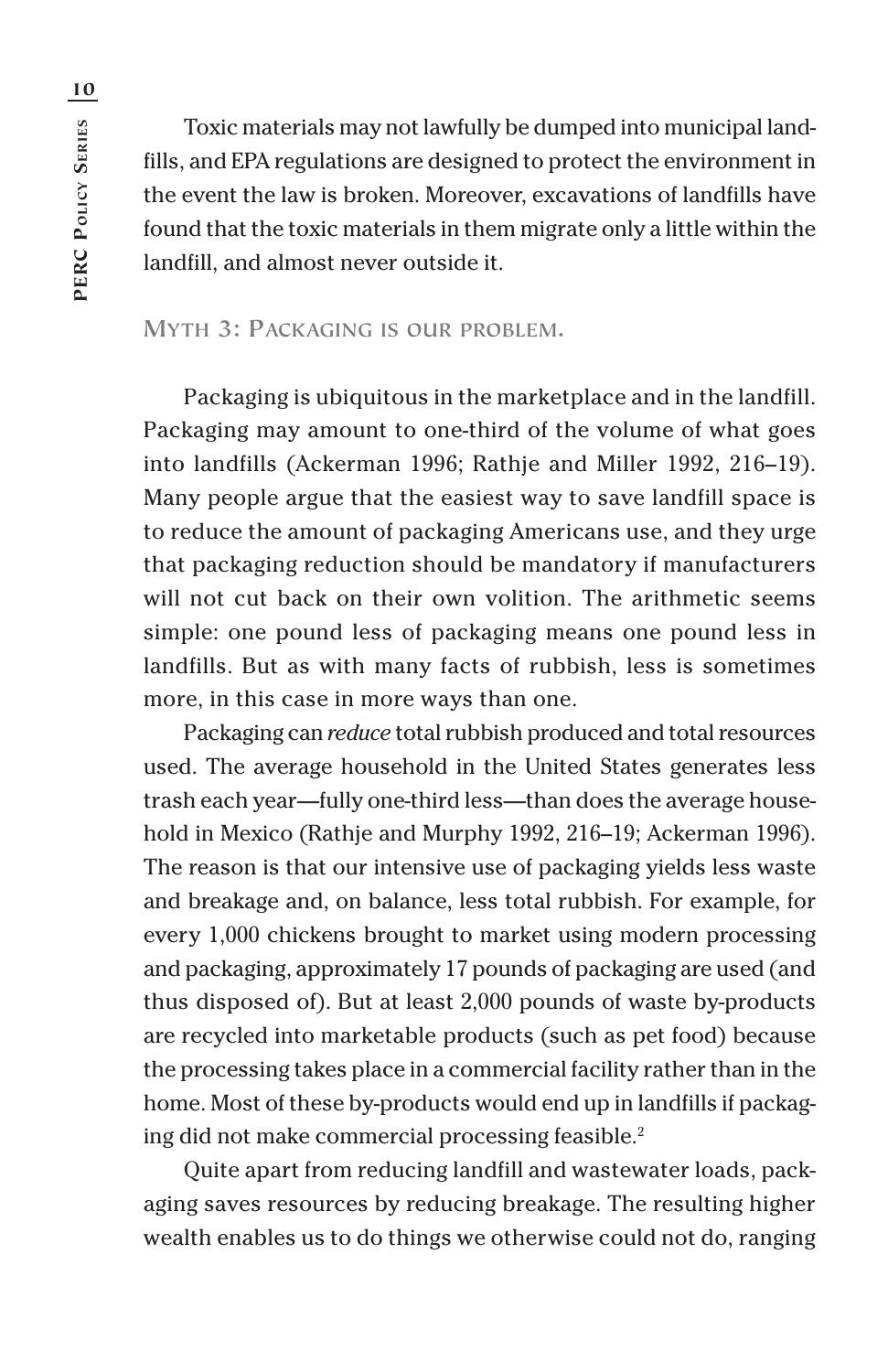Toxic materials may not lawfully be dumped into municipal landfills, and EPA regulations are designed to protect the environment in the event the law is broken. Moreover, excavations of landfills have found that the toxic materials in them migrate only a little within the landfill, and almost never outside it.

## Myth 3: Packaging is our problem.

Packaging is ubiquitous in the marketplace and in the landfill. Packaging may amount to one-third of the volume of what goes into landfills (Ackerman 1996; Rathje and Miller 1992, 216–19). Many people argue that the easiest way to save landfill space is to reduce the amount of packaging Americans use, and they urge that packaging reduction should be mandatory if manufacturers will not cut back on their own volition. The arithmetic seems simple: one pound less of packaging means one pound less in landfills. But as with many facts of rubbish, less is sometimes more, in this case in more ways than one.

Packaging can *reduce* total rubbish produced and total resources used. The average household in the United States generates less trash each year—fully one-third less—than does the average household in Mexico (Rathje and Murphy 1992, 216–19; Ackerman 1996). The reason is that our intensive use of packaging yields less waste and breakage and, on balance, less total rubbish. For example, for every 1,000 chickens brought to market using modern processing and packaging, approximately 17 pounds of packaging are used (and thus disposed of). But at least 2,000 pounds of waste by-products are recycled into marketable products (such as pet food) because the processing takes place in a commercial facility rather than in the home. Most of these by-products would end up in landfills if packaging did not make commercial processing feasible.[2]

Quite apart from reducing landfill and wastewater loads, packaging saves resources by reducing breakage. The resulting higher wealth enables us to do things we otherwise could not do, ranging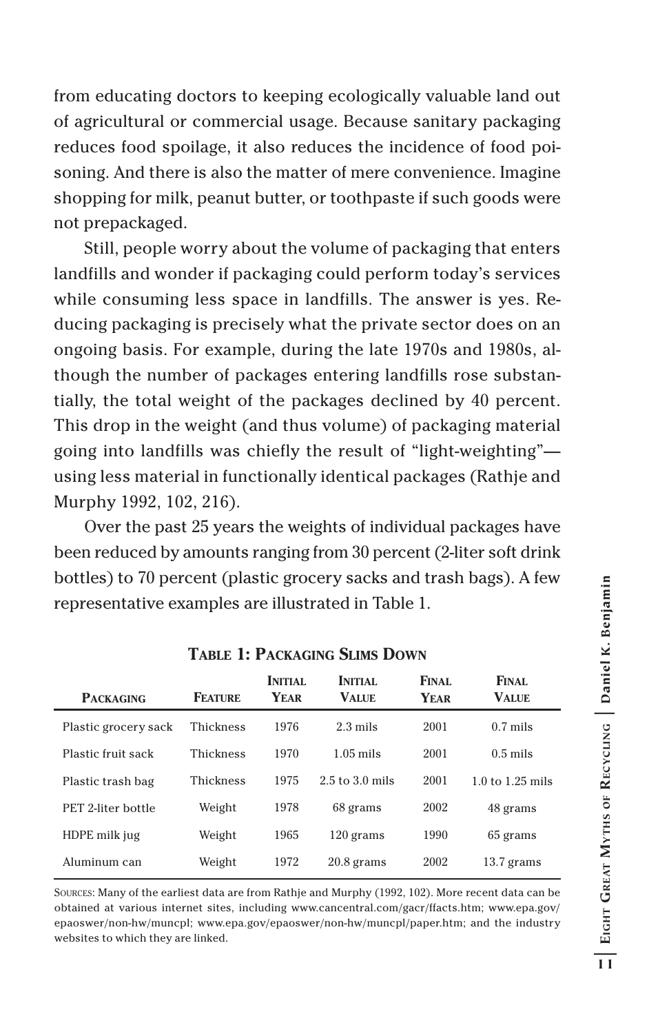from educating doctors to keeping ecologically valuable land out of agricultural or commercial usage. Because sanitary packaging reduces food spoilage, it also reduces the incidence of food poisoning. And there is also the matter of mere convenience. Imagine shopping for milk, peanut butter, or toothpaste if such goods were not prepackaged.

Still, people worry about the volume of packaging that enters landfills and wonder if packaging could perform today's services while consuming less space in landfills. The answer is yes. Reducing packaging is precisely what the private sector does on an ongoing basis. For example, during the late 1970s and 1980s, although the number of packages entering landfills rose substantially, the total weight of the packages declined by 40 percent. This drop in the weight (and thus volume) of packaging material going into landfills was chiefly the result of "light-weighting"—using less material in functionally identical packages (Rathje and Murphy 1992, 102, 216).

Over the past 25 years the weights of individual packages have been reduced by amounts ranging from 30 percent (2-liter soft drink bottles) to 70 percent (plastic grocery sacks and trash bags). A few representative examples are illustrated in Table 1.

**Table 1: Packaging Slims Down**

| Packaging | Feature | Initial Year | Initial Value | Final Year | Final Value |
|---|---|---|---|---|---|
| Plastic grocery sack | Thickness | 1976 | 2.3 mils | 2001 | 0.7 mils |
| Plastic fruit sack | Thickness | 1970 | 1.05 mils | 2001 | 0.5 mils |
| Plastic trash bag | Thickness | 1975 | 2.5 to 3.0 mils | 2001 | 1.0 to 1.25 mils |
| PET 2-liter bottle | Weight | 1978 | 68 grams | 2002 | 48 grams |
| HDPE milk jug | Weight | 1965 | 120 grams | 1990 | 65 grams |
| Aluminum can | Weight | 1972 | 20.8 grams | 2002 | 13.7 grams |

Sources: Many of the earliest data are from Rathje and Murphy (1992, 102). More recent data can be obtained at various internet sites, including www.cancentral.com/gacr/ffacts.htm; www.epa.gov/epaoswer/non-hw/muncpl; www.epa.gov/epaoswer/non-hw/muncpl/paper.htm; and the industry websites to which they are linked.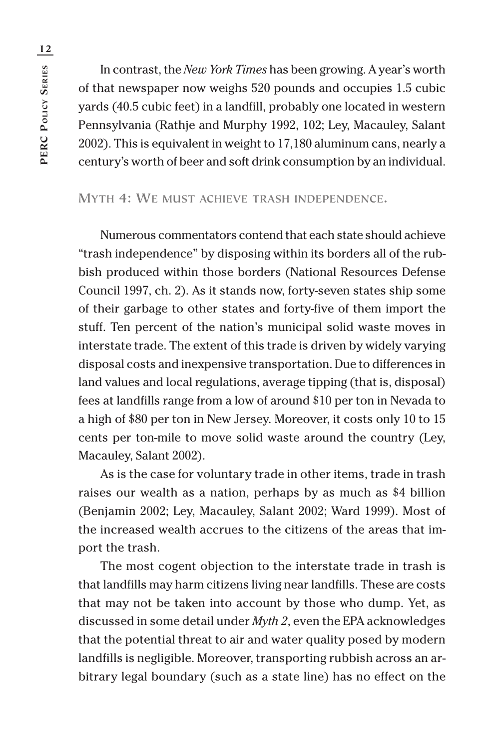In contrast, the *New York Times* has been growing. A year's worth of that newspaper now weighs 520 pounds and occupies 1.5 cubic yards (40.5 cubic feet) in a landfill, probably one located in western Pennsylvania (Rathje and Murphy 1992, 102; Ley, Macauley, Salant 2002). This is equivalent in weight to 17,180 aluminum cans, nearly a century's worth of beer and soft drink consumption by an individual.

## Myth 4: We must achieve trash independence.

Numerous commentators contend that each state should achieve "trash independence" by disposing within its borders all of the rubbish produced within those borders (National Resources Defense Council 1997, ch. 2). As it stands now, forty-seven states ship some of their garbage to other states and forty-five of them import the stuff. Ten percent of the nation's municipal solid waste moves in interstate trade. The extent of this trade is driven by widely varying disposal costs and inexpensive transportation. Due to differences in land values and local regulations, average tipping (that is, disposal) fees at landfills range from a low of around $10 per ton in Nevada to a high of $80 per ton in New Jersey. Moreover, it costs only 10 to 15 cents per ton-mile to move solid waste around the country (Ley, Macauley, Salant 2002).

As is the case for voluntary trade in other items, trade in trash raises our wealth as a nation, perhaps by as much as $4 billion (Benjamin 2002; Ley, Macauley, Salant 2002; Ward 1999). Most of the increased wealth accrues to the citizens of the areas that import the trash.

The most cogent objection to the interstate trade in trash is that landfills may harm citizens living near landfills. These are costs that may not be taken into account by those who dump. Yet, as discussed in some detail under *Myth 2*, even the EPA acknowledges that the potential threat to air and water quality posed by modern landfills is negligible. Moreover, transporting rubbish across an arbitrary legal boundary (such as a state line) has no effect on the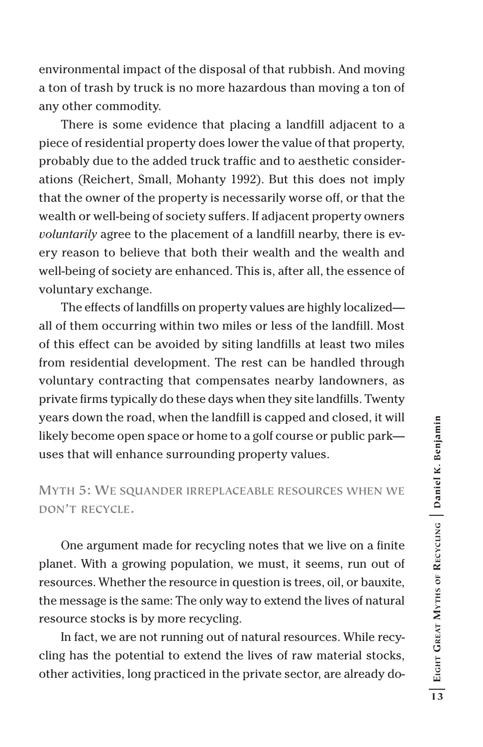environmental impact of the disposal of that rubbish. And moving a ton of trash by truck is no more hazardous than moving a ton of any other commodity.

There is some evidence that placing a landfill adjacent to a piece of residential property does lower the value of that property, probably due to the added truck traffic and to aesthetic considerations (Reichert, Small, Mohanty 1992). But this does not imply that the owner of the property is necessarily worse off, or that the wealth or well-being of society suffers. If adjacent property owners *voluntarily* agree to the placement of a landfill nearby, there is every reason to believe that both their wealth and the wealth and well-being of society are enhanced. This is, after all, the essence of voluntary exchange.

The effects of landfills on property values are highly localized—all of them occurring within two miles or less of the landfill. Most of this effect can be avoided by siting landfills at least two miles from residential development. The rest can be handled through voluntary contracting that compensates nearby landowners, as private firms typically do these days when they site landfills. Twenty years down the road, when the landfill is capped and closed, it will likely become open space or home to a golf course or public park—uses that will enhance surrounding property values.

## Myth 5: We squander irreplaceable resources when we don't recycle.

One argument made for recycling notes that we live on a finite planet. With a growing population, we must, it seems, run out of resources. Whether the resource in question is trees, oil, or bauxite, the message is the same: The only way to extend the lives of natural resource stocks is by more recycling.

In fact, we are not running out of natural resources. While recycling has the potential to extend the lives of raw material stocks, other activities, long practiced in the private sector, are already do-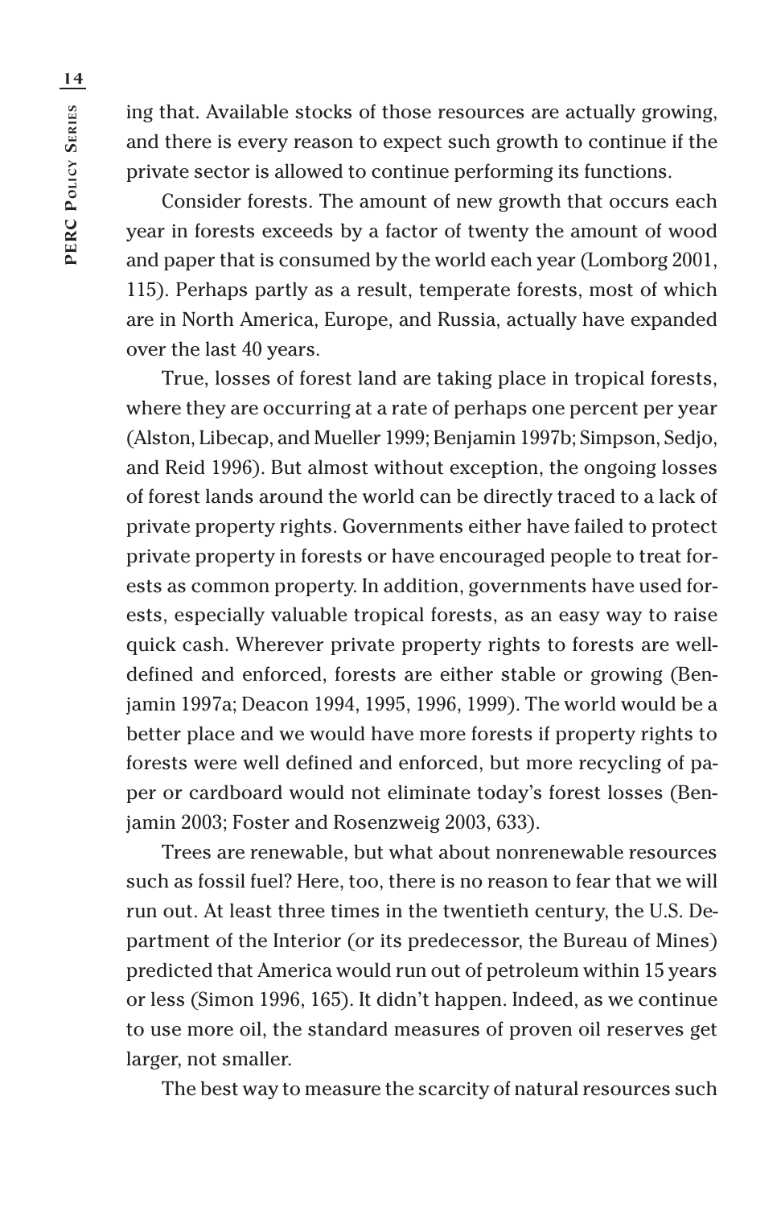ing that. Available stocks of those resources are actually growing, and there is every reason to expect such growth to continue if the private sector is allowed to continue performing its functions.

Consider forests. The amount of new growth that occurs each year in forests exceeds by a factor of twenty the amount of wood and paper that is consumed by the world each year (Lomborg 2001, 115). Perhaps partly as a result, temperate forests, most of which are in North America, Europe, and Russia, actually have expanded over the last 40 years.

True, losses of forest land are taking place in tropical forests, where they are occurring at a rate of perhaps one percent per year (Alston, Libecap, and Mueller 1999; Benjamin 1997b; Simpson, Sedjo, and Reid 1996). But almost without exception, the ongoing losses of forest lands around the world can be directly traced to a lack of private property rights. Governments either have failed to protect private property in forests or have encouraged people to treat forests as common property. In addition, governments have used forests, especially valuable tropical forests, as an easy way to raise quick cash. Wherever private property rights to forests are well-defined and enforced, forests are either stable or growing (Benjamin 1997a; Deacon 1994, 1995, 1996, 1999). The world would be a better place and we would have more forests if property rights to forests were well defined and enforced, but more recycling of paper or cardboard would not eliminate today's forest losses (Benjamin 2003; Foster and Rosenzweig 2003, 633).

Trees are renewable, but what about nonrenewable resources such as fossil fuel? Here, too, there is no reason to fear that we will run out. At least three times in the twentieth century, the U.S. Department of the Interior (or its predecessor, the Bureau of Mines) predicted that America would run out of petroleum within 15 years or less (Simon 1996, 165). It didn't happen. Indeed, as we continue to use more oil, the standard measures of proven oil reserves get larger, not smaller.

The best way to measure the scarcity of natural resources such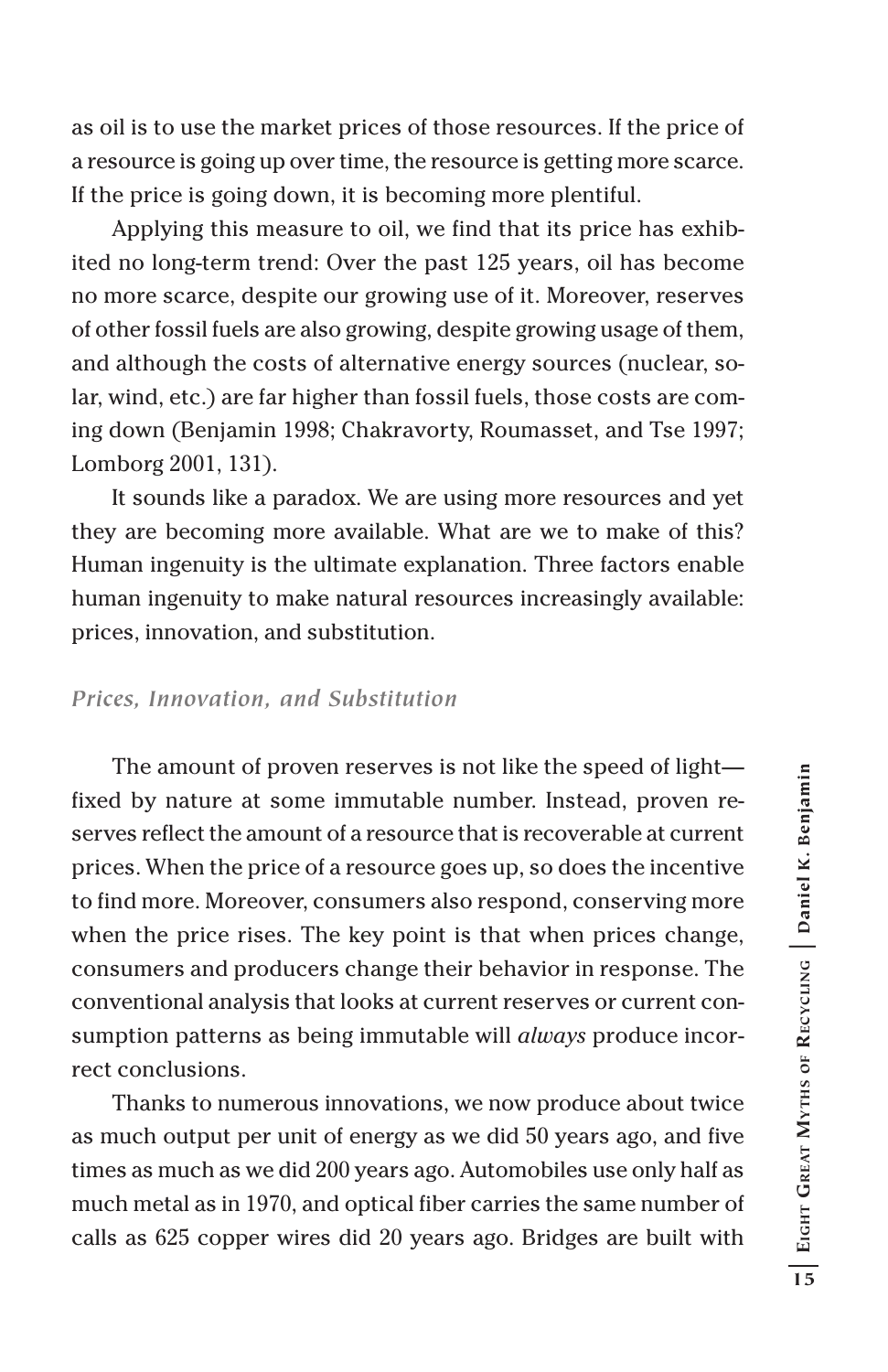as oil is to use the market prices of those resources. If the price of a resource is going up over time, the resource is getting more scarce. If the price is going down, it is becoming more plentiful.

Applying this measure to oil, we find that its price has exhibited no long-term trend: Over the past 125 years, oil has become no more scarce, despite our growing use of it. Moreover, reserves of other fossil fuels are also growing, despite growing usage of them, and although the costs of alternative energy sources (nuclear, solar, wind, etc.) are far higher than fossil fuels, those costs are coming down (Benjamin 1998; Chakravorty, Roumasset, and Tse 1997; Lomborg 2001, 131).

It sounds like a paradox. We are using more resources and yet they are becoming more available. What are we to make of this? Human ingenuity is the ultimate explanation. Three factors enable human ingenuity to make natural resources increasingly available: prices, innovation, and substitution.

### *Prices, Innovation, and Substitution*

The amount of proven reserves is not like the speed of light—fixed by nature at some immutable number. Instead, proven reserves reflect the amount of a resource that is recoverable at current prices. When the price of a resource goes up, so does the incentive to find more. Moreover, consumers also respond, conserving more when the price rises. The key point is that when prices change, consumers and producers change their behavior in response. The conventional analysis that looks at current reserves or current consumption patterns as being immutable will *always* produce incorrect conclusions.

Thanks to numerous innovations, we now produce about twice as much output per unit of energy as we did 50 years ago, and five times as much as we did 200 years ago. Automobiles use only half as much metal as in 1970, and optical fiber carries the same number of calls as 625 copper wires did 20 years ago. Bridges are built with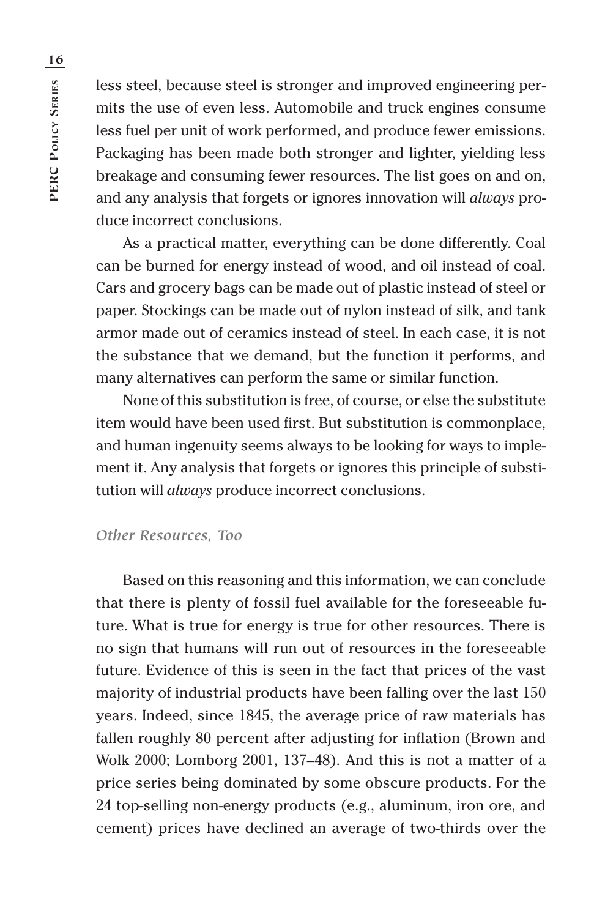less steel, because steel is stronger and improved engineering permits the use of even less. Automobile and truck engines consume less fuel per unit of work performed, and produce fewer emissions. Packaging has been made both stronger and lighter, yielding less breakage and consuming fewer resources. The list goes on and on, and any analysis that forgets or ignores innovation will *always* produce incorrect conclusions.

As a practical matter, everything can be done differently. Coal can be burned for energy instead of wood, and oil instead of coal. Cars and grocery bags can be made out of plastic instead of steel or paper. Stockings can be made out of nylon instead of silk, and tank armor made out of ceramics instead of steel. In each case, it is not the substance that we demand, but the function it performs, and many alternatives can perform the same or similar function.

None of this substitution is free, of course, or else the substitute item would have been used first. But substitution is commonplace, and human ingenuity seems always to be looking for ways to implement it. Any analysis that forgets or ignores this principle of substitution will *always* produce incorrect conclusions.

### *Other Resources, Too*

Based on this reasoning and this information, we can conclude that there is plenty of fossil fuel available for the foreseeable future. What is true for energy is true for other resources. There is no sign that humans will run out of resources in the foreseeable future. Evidence of this is seen in the fact that prices of the vast majority of industrial products have been falling over the last 150 years. Indeed, since 1845, the average price of raw materials has fallen roughly 80 percent after adjusting for inflation (Brown and Wolk 2000; Lomborg 2001, 137–48). And this is not a matter of a price series being dominated by some obscure products. For the 24 top-selling non-energy products (e.g., aluminum, iron ore, and cement) prices have declined an average of two-thirds over the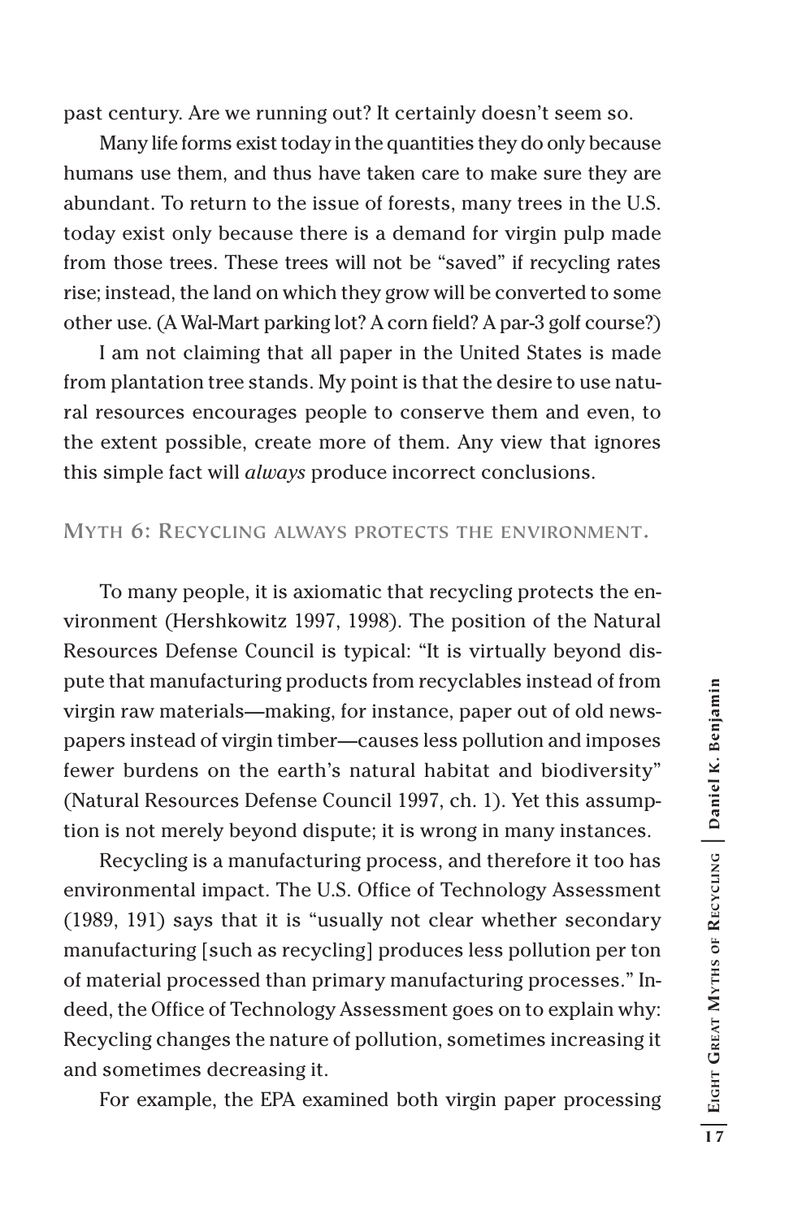past century. Are we running out? It certainly doesn't seem so.

Many life forms exist today in the quantities they do only because humans use them, and thus have taken care to make sure they are abundant. To return to the issue of forests, many trees in the U.S. today exist only because there is a demand for virgin pulp made from those trees. These trees will not be "saved" if recycling rates rise; instead, the land on which they grow will be converted to some other use. (A Wal-Mart parking lot? A corn field? A par-3 golf course?)

I am not claiming that all paper in the United States is made from plantation tree stands. My point is that the desire to use natural resources encourages people to conserve them and even, to the extent possible, create more of them. Any view that ignores this simple fact will *always* produce incorrect conclusions.

## Myth 6: Recycling always protects the environment.

To many people, it is axiomatic that recycling protects the environment (Hershkowitz 1997, 1998). The position of the Natural Resources Defense Council is typical: "It is virtually beyond dispute that manufacturing products from recyclables instead of from virgin raw materials—making, for instance, paper out of old newspapers instead of virgin timber—causes less pollution and imposes fewer burdens on the earth's natural habitat and biodiversity" (Natural Resources Defense Council 1997, ch. 1). Yet this assumption is not merely beyond dispute; it is wrong in many instances.

Recycling is a manufacturing process, and therefore it too has environmental impact. The U.S. Office of Technology Assessment (1989, 191) says that it is "usually not clear whether secondary manufacturing [such as recycling] produces less pollution per ton of material processed than primary manufacturing processes." Indeed, the Office of Technology Assessment goes on to explain why: Recycling changes the nature of pollution, sometimes increasing it and sometimes decreasing it.

For example, the EPA examined both virgin paper processing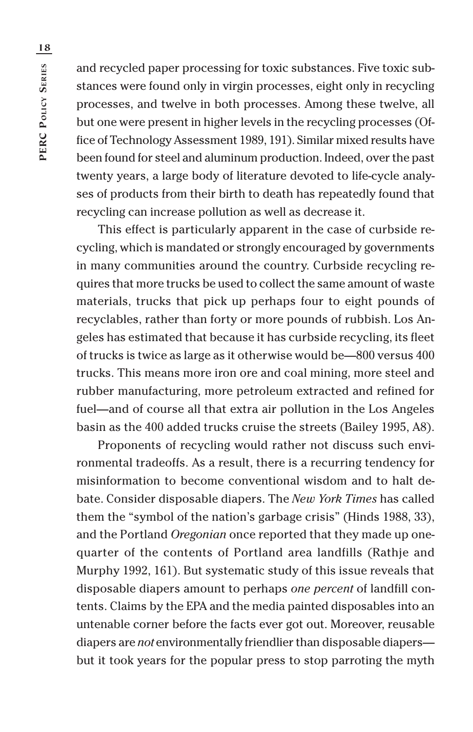and recycled paper processing for toxic substances. Five toxic substances were found only in virgin processes, eight only in recycling processes, and twelve in both processes. Among these twelve, all but one were present in higher levels in the recycling processes (Office of Technology Assessment 1989, 191). Similar mixed results have been found for steel and aluminum production. Indeed, over the past twenty years, a large body of literature devoted to life-cycle analyses of products from their birth to death has repeatedly found that recycling can increase pollution as well as decrease it.

This effect is particularly apparent in the case of curbside recycling, which is mandated or strongly encouraged by governments in many communities around the country. Curbside recycling requires that more trucks be used to collect the same amount of waste materials, trucks that pick up perhaps four to eight pounds of recyclables, rather than forty or more pounds of rubbish. Los Angeles has estimated that because it has curbside recycling, its fleet of trucks is twice as large as it otherwise would be—800 versus 400 trucks. This means more iron ore and coal mining, more steel and rubber manufacturing, more petroleum extracted and refined for fuel—and of course all that extra air pollution in the Los Angeles basin as the 400 added trucks cruise the streets (Bailey 1995, A8).

Proponents of recycling would rather not discuss such environmental tradeoffs. As a result, there is a recurring tendency for misinformation to become conventional wisdom and to halt debate. Consider disposable diapers. The *New York Times* has called them the "symbol of the nation's garbage crisis" (Hinds 1988, 33), and the Portland *Oregonian* once reported that they made up one-quarter of the contents of Portland area landfills (Rathje and Murphy 1992, 161). But systematic study of this issue reveals that disposable diapers amount to perhaps *one percent* of landfill contents. Claims by the EPA and the media painted disposables into an untenable corner before the facts ever got out. Moreover, reusable diapers are *not* environmentally friendlier than disposable diapers—but it took years for the popular press to stop parroting the myth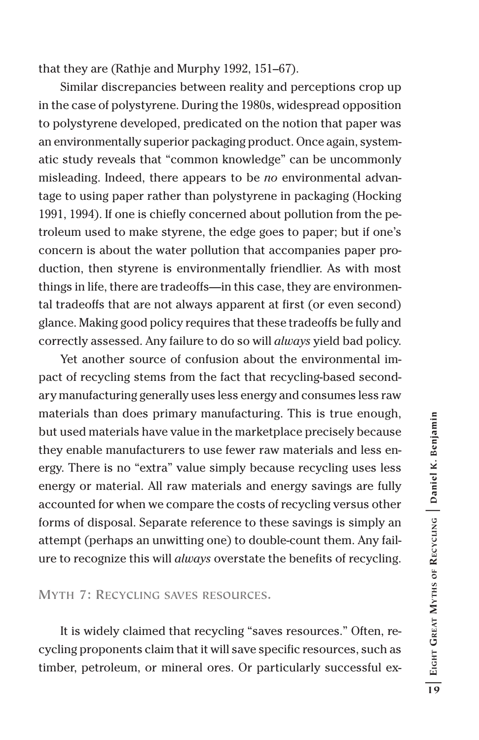that they are (Rathje and Murphy 1992, 151–67).

Similar discrepancies between reality and perceptions crop up in the case of polystyrene. During the 1980s, widespread opposition to polystyrene developed, predicated on the notion that paper was an environmentally superior packaging product. Once again, systematic study reveals that "common knowledge" can be uncommonly misleading. Indeed, there appears to be *no* environmental advantage to using paper rather than polystyrene in packaging (Hocking 1991, 1994). If one is chiefly concerned about pollution from the petroleum used to make styrene, the edge goes to paper; but if one's concern is about the water pollution that accompanies paper production, then styrene is environmentally friendlier. As with most things in life, there are tradeoffs—in this case, they are environmental tradeoffs that are not always apparent at first (or even second) glance. Making good policy requires that these tradeoffs be fully and correctly assessed. Any failure to do so will *always* yield bad policy.

Yet another source of confusion about the environmental impact of recycling stems from the fact that recycling-based secondary manufacturing generally uses less energy and consumes less raw materials than does primary manufacturing. This is true enough, but used materials have value in the marketplace precisely because they enable manufacturers to use fewer raw materials and less energy. There is no "extra" value simply because recycling uses less energy or material. All raw materials and energy savings are fully accounted for when we compare the costs of recycling versus other forms of disposal. Separate reference to these savings is simply an attempt (perhaps an unwitting one) to double-count them. Any failure to recognize this will *always* overstate the benefits of recycling.

## Myth 7: Recycling saves resources.

It is widely claimed that recycling "saves resources." Often, recycling proponents claim that it will save specific resources, such as timber, petroleum, or mineral ores. Or particularly successful ex-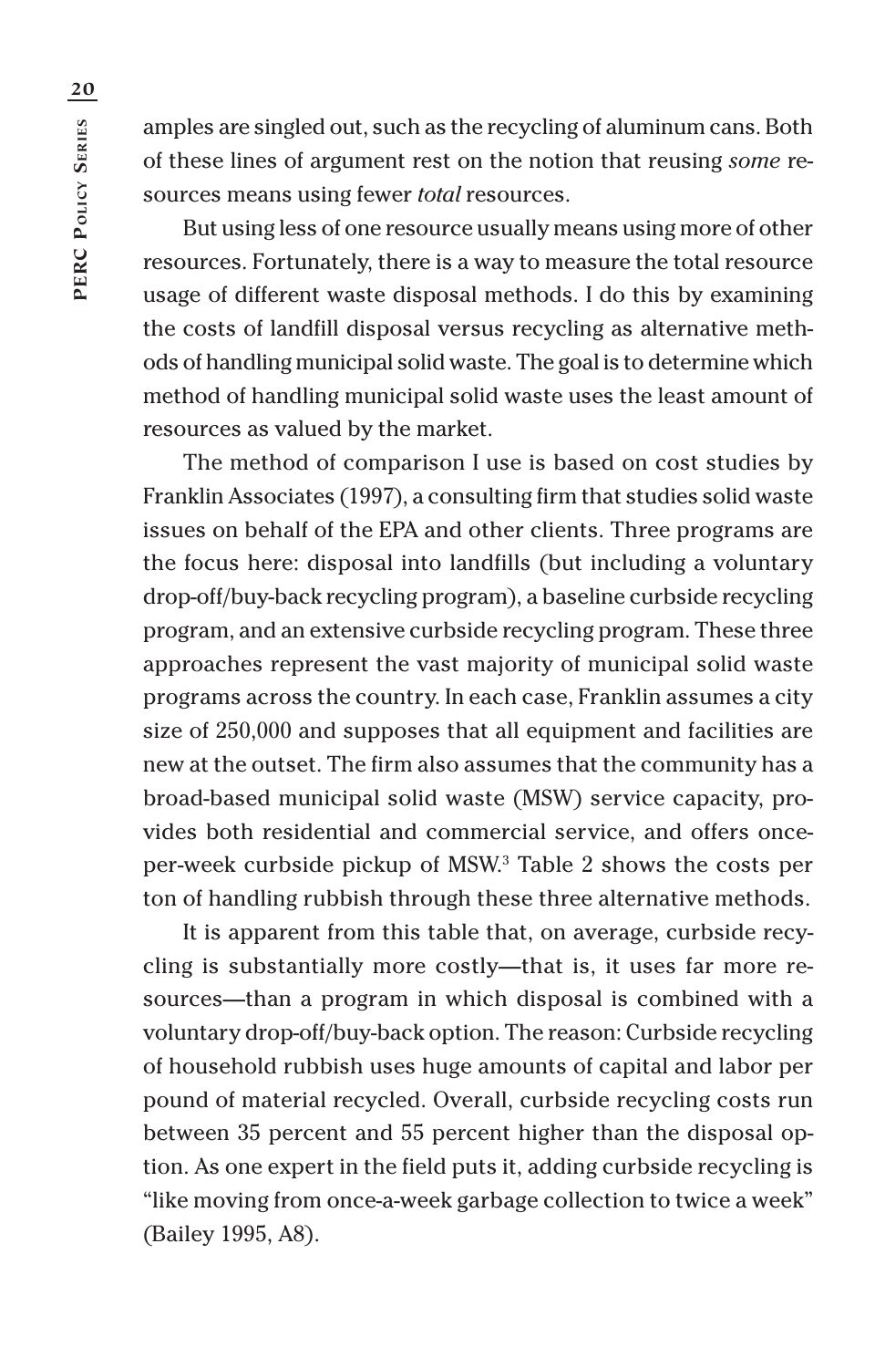amples are singled out, such as the recycling of aluminum cans. Both of these lines of argument rest on the notion that reusing *some* resources means using fewer *total* resources.

But using less of one resource usually means using more of other resources. Fortunately, there is a way to measure the total resource usage of different waste disposal methods. I do this by examining the costs of landfill disposal versus recycling as alternative methods of handling municipal solid waste. The goal is to determine which method of handling municipal solid waste uses the least amount of resources as valued by the market.

The method of comparison I use is based on cost studies by Franklin Associates (1997), a consulting firm that studies solid waste issues on behalf of the EPA and other clients. Three programs are the focus here: disposal into landfills (but including a voluntary drop-off/buy-back recycling program), a baseline curbside recycling program, and an extensive curbside recycling program. These three approaches represent the vast majority of municipal solid waste programs across the country. In each case, Franklin assumes a city size of 250,000 and supposes that all equipment and facilities are new at the outset. The firm also assumes that the community has a broad-based municipal solid waste (MSW) service capacity, provides both residential and commercial service, and offers once-per-week curbside pickup of MSW.[3] Table 2 shows the costs per ton of handling rubbish through these three alternative methods.

It is apparent from this table that, on average, curbside recycling is substantially more costly—that is, it uses far more resources—than a program in which disposal is combined with a voluntary drop-off/buy-back option. The reason: Curbside recycling of household rubbish uses huge amounts of capital and labor per pound of material recycled. Overall, curbside recycling costs run between 35 percent and 55 percent higher than the disposal option. As one expert in the field puts it, adding curbside recycling is "like moving from once-a-week garbage collection to twice a week" (Bailey 1995, A8).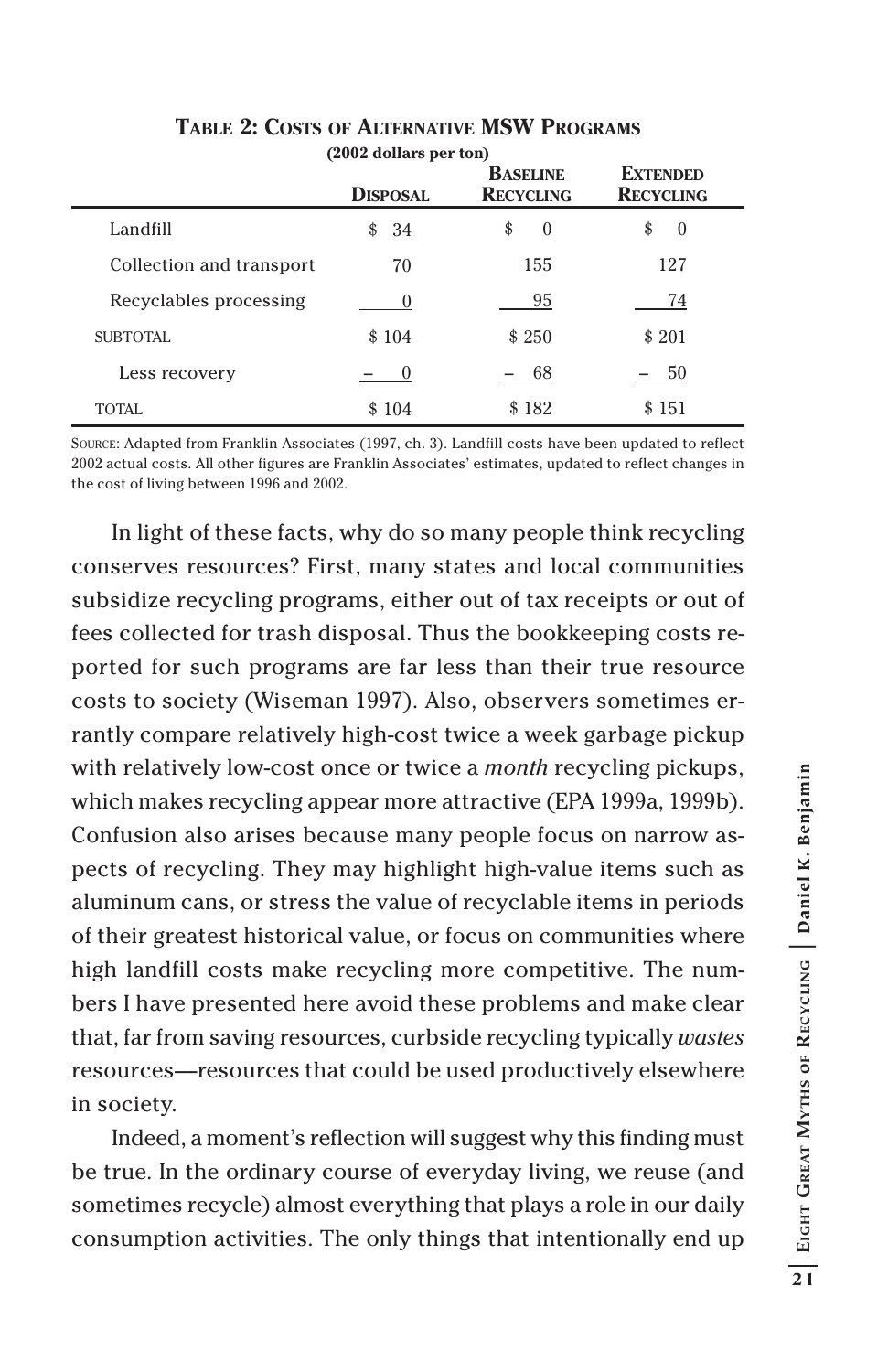**Table 2: Costs of Alternative MSW Programs**

(2002 dollars per ton)

| | Disposal | Baseline Recycling | Extended Recycling |
|---|---|---|---|
| Landfill | $ 34 | $ 0 | $ 0 |
| Collection and transport | 70 | 155 | 127 |
| Recyclables processing | 0 | 95 | 74 |
| SUBTOTAL | $ 104 | $ 250 | $ 201 |
| Less recovery | – 0 | – 68 | – 50 |
| TOTAL | $ 104 | $ 182 | $ 151 |

Source: Adapted from Franklin Associates (1997, ch. 3). Landfill costs have been updated to reflect 2002 actual costs. All other figures are Franklin Associates' estimates, updated to reflect changes in the cost of living between 1996 and 2002.

In light of these facts, why do so many people think recycling conserves resources? First, many states and local communities subsidize recycling programs, either out of tax receipts or out of fees collected for trash disposal. Thus the bookkeeping costs reported for such programs are far less than their true resource costs to society (Wiseman 1997). Also, observers sometimes errantly compare relatively high-cost twice a week garbage pickup with relatively low-cost once or twice a *month* recycling pickups, which makes recycling appear more attractive (EPA 1999a, 1999b). Confusion also arises because many people focus on narrow aspects of recycling. They may highlight high-value items such as aluminum cans, or stress the value of recyclable items in periods of their greatest historical value, or focus on communities where high landfill costs make recycling more competitive. The numbers I have presented here avoid these problems and make clear that, far from saving resources, curbside recycling typically *wastes* resources—resources that could be used productively elsewhere in society.

Indeed, a moment's reflection will suggest why this finding must be true. In the ordinary course of everyday living, we reuse (and sometimes recycle) almost everything that plays a role in our daily consumption activities. The only things that intentionally end up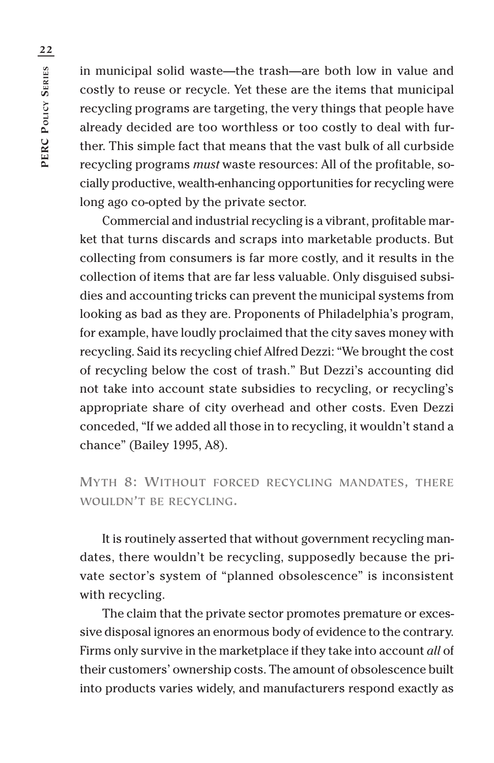in municipal solid waste—the trash—are both low in value and costly to reuse or recycle. Yet these are the items that municipal recycling programs are targeting, the very things that people have already decided are too worthless or too costly to deal with further. This simple fact that means that the vast bulk of all curbside recycling programs *must* waste resources: All of the profitable, socially productive, wealth-enhancing opportunities for recycling were long ago co-opted by the private sector.

Commercial and industrial recycling is a vibrant, profitable market that turns discards and scraps into marketable products. But collecting from consumers is far more costly, and it results in the collection of items that are far less valuable. Only disguised subsidies and accounting tricks can prevent the municipal systems from looking as bad as they are. Proponents of Philadelphia's program, for example, have loudly proclaimed that the city saves money with recycling. Said its recycling chief Alfred Dezzi: "We brought the cost of recycling below the cost of trash." But Dezzi's accounting did not take into account state subsidies to recycling, or recycling's appropriate share of city overhead and other costs. Even Dezzi conceded, "If we added all those in to recycling, it wouldn't stand a chance" (Bailey 1995, A8).

## Myth 8: Without forced recycling mandates, there wouldn't be recycling.

It is routinely asserted that without government recycling mandates, there wouldn't be recycling, supposedly because the private sector's system of "planned obsolescence" is inconsistent with recycling.

The claim that the private sector promotes premature or excessive disposal ignores an enormous body of evidence to the contrary. Firms only survive in the marketplace if they take into account *all* of their customers' ownership costs. The amount of obsolescence built into products varies widely, and manufacturers respond exactly as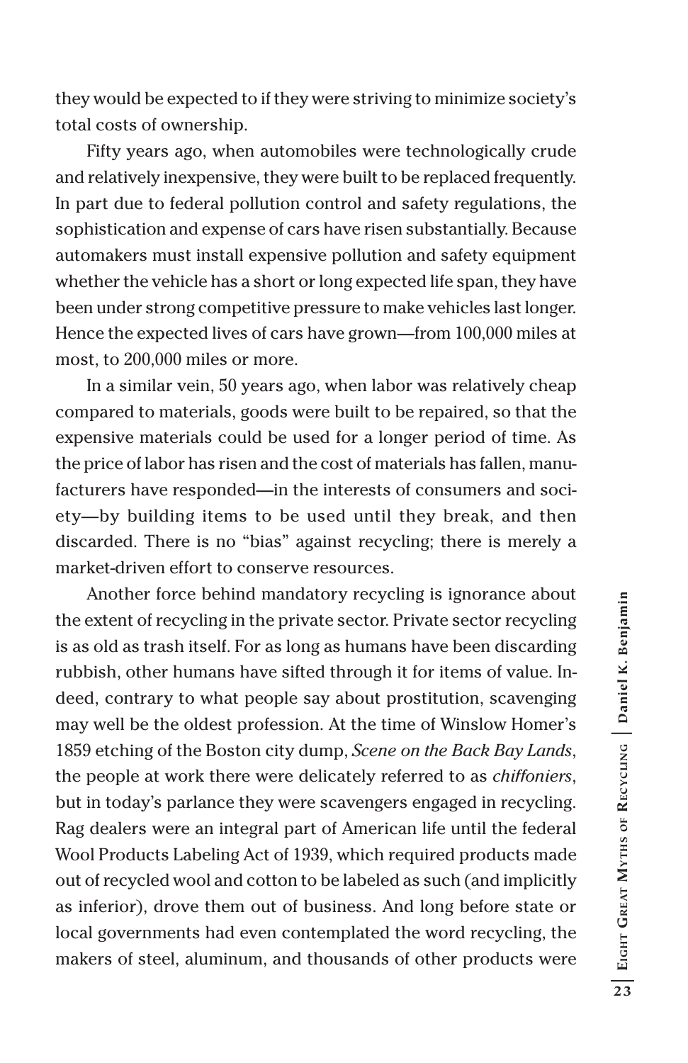they would be expected to if they were striving to minimize society's total costs of ownership.

Fifty years ago, when automobiles were technologically crude and relatively inexpensive, they were built to be replaced frequently. In part due to federal pollution control and safety regulations, the sophistication and expense of cars have risen substantially. Because automakers must install expensive pollution and safety equipment whether the vehicle has a short or long expected life span, they have been under strong competitive pressure to make vehicles last longer. Hence the expected lives of cars have grown—from 100,000 miles at most, to 200,000 miles or more.

In a similar vein, 50 years ago, when labor was relatively cheap compared to materials, goods were built to be repaired, so that the expensive materials could be used for a longer period of time. As the price of labor has risen and the cost of materials has fallen, manufacturers have responded—in the interests of consumers and society—by building items to be used until they break, and then discarded. There is no "bias" against recycling; there is merely a market-driven effort to conserve resources.

Another force behind mandatory recycling is ignorance about the extent of recycling in the private sector. Private sector recycling is as old as trash itself. For as long as humans have been discarding rubbish, other humans have sifted through it for items of value. Indeed, contrary to what people say about prostitution, scavenging may well be the oldest profession. At the time of Winslow Homer's 1859 etching of the Boston city dump, *Scene on the Back Bay Lands*, the people at work there were delicately referred to as *chiffoniers*, but in today's parlance they were scavengers engaged in recycling. Rag dealers were an integral part of American life until the federal Wool Products Labeling Act of 1939, which required products made out of recycled wool and cotton to be labeled as such (and implicitly as inferior), drove them out of business. And long before state or local governments had even contemplated the word recycling, the makers of steel, aluminum, and thousands of other products were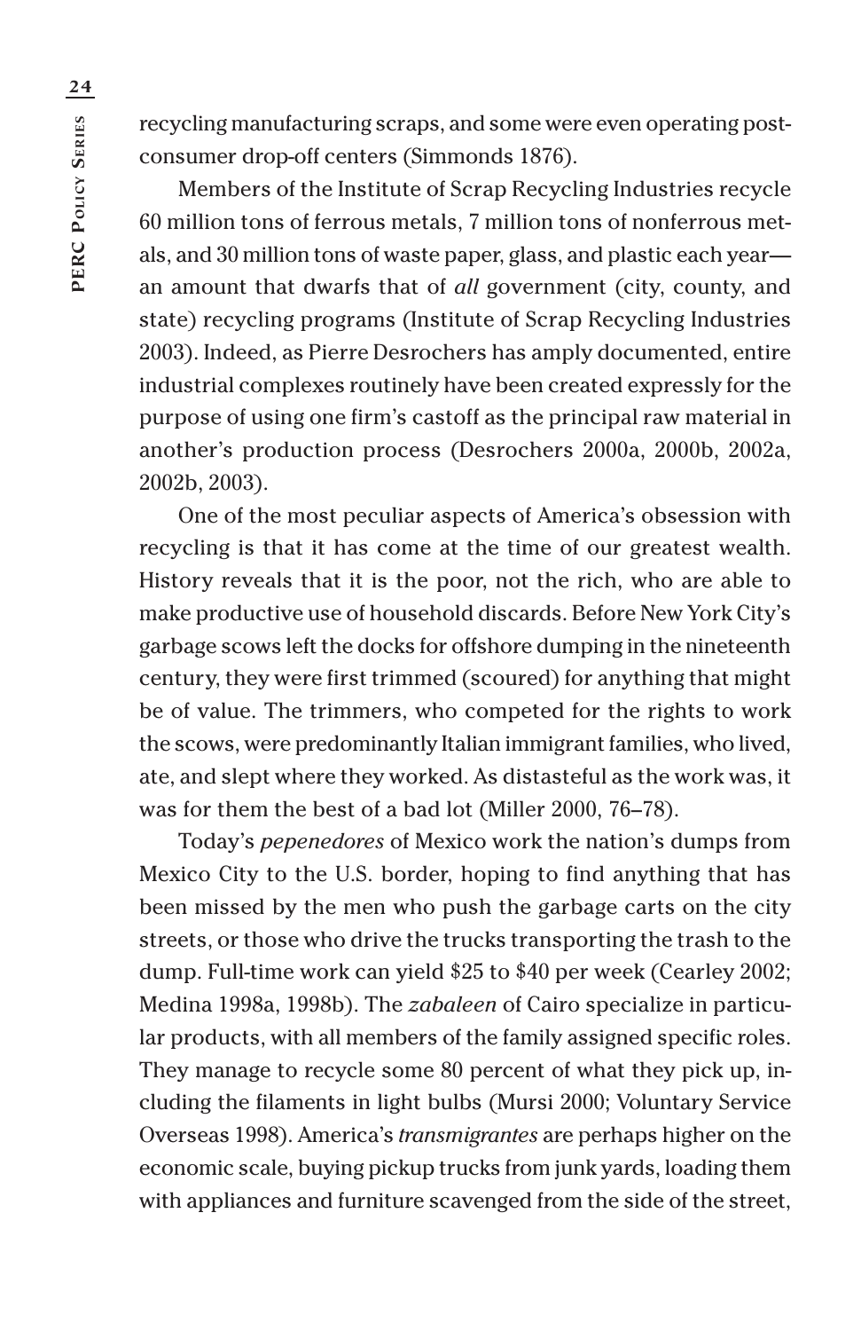recycling manufacturing scraps, and some were even operating post-consumer drop-off centers (Simmonds 1876).

Members of the Institute of Scrap Recycling Industries recycle 60 million tons of ferrous metals, 7 million tons of nonferrous metals, and 30 million tons of waste paper, glass, and plastic each year—an amount that dwarfs that of *all* government (city, county, and state) recycling programs (Institute of Scrap Recycling Industries 2003). Indeed, as Pierre Desrochers has amply documented, entire industrial complexes routinely have been created expressly for the purpose of using one firm's castoff as the principal raw material in another's production process (Desrochers 2000a, 2000b, 2002a, 2002b, 2003).

One of the most peculiar aspects of America's obsession with recycling is that it has come at the time of our greatest wealth. History reveals that it is the poor, not the rich, who are able to make productive use of household discards. Before New York City's garbage scows left the docks for offshore dumping in the nineteenth century, they were first trimmed (scoured) for anything that might be of value. The trimmers, who competed for the rights to work the scows, were predominantly Italian immigrant families, who lived, ate, and slept where they worked. As distasteful as the work was, it was for them the best of a bad lot (Miller 2000, 76–78).

Today's *pepenedores* of Mexico work the nation's dumps from Mexico City to the U.S. border, hoping to find anything that has been missed by the men who push the garbage carts on the city streets, or those who drive the trucks transporting the trash to the dump. Full-time work can yield $25 to $40 per week (Cearley 2002; Medina 1998a, 1998b). The *zabaleen* of Cairo specialize in particular products, with all members of the family assigned specific roles. They manage to recycle some 80 percent of what they pick up, including the filaments in light bulbs (Mursi 2000; Voluntary Service Overseas 1998). America's *transmigrantes* are perhaps higher on the economic scale, buying pickup trucks from junk yards, loading them with appliances and furniture scavenged from the side of the street,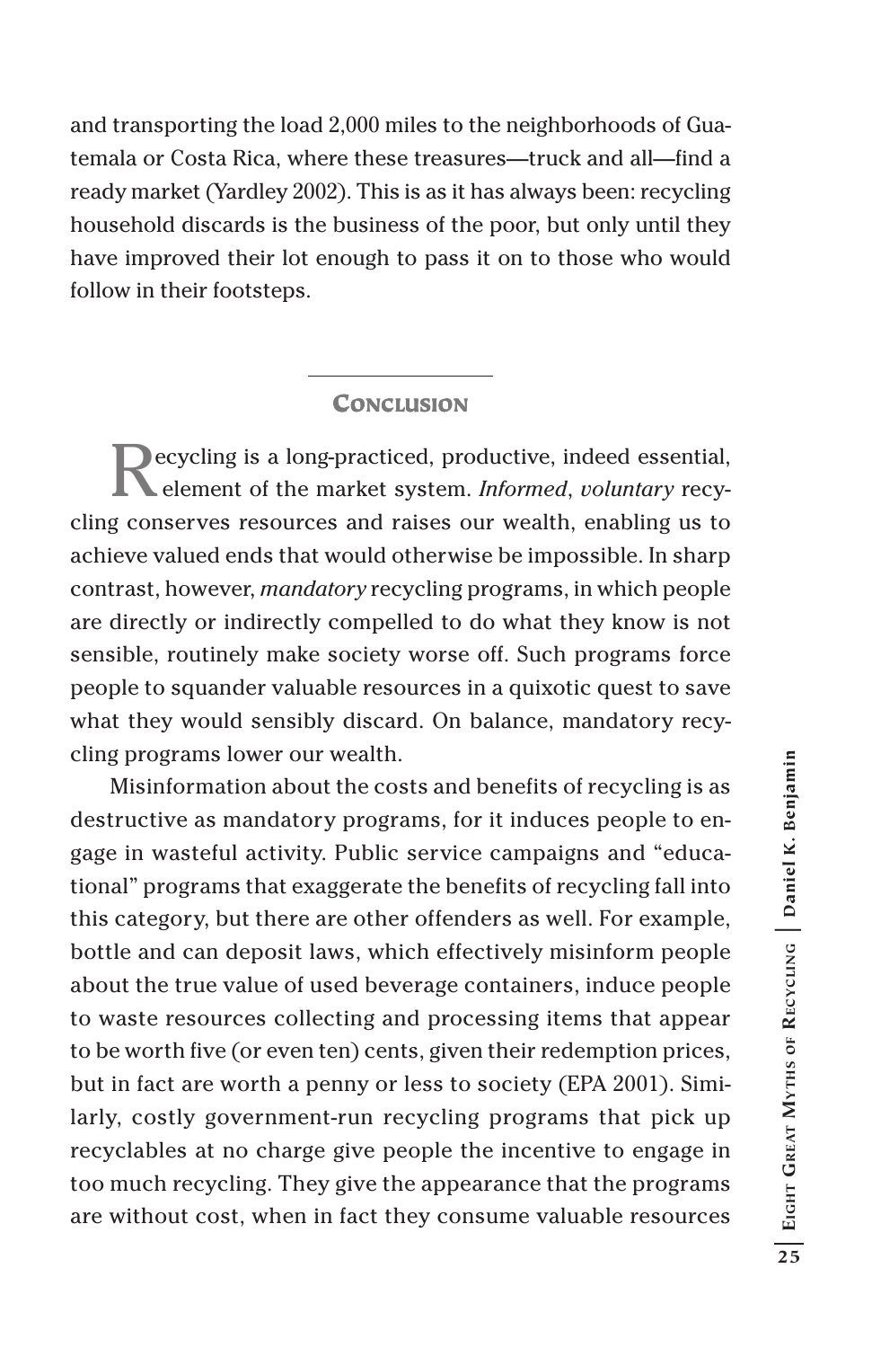and transporting the load 2,000 miles to the neighborhoods of Guatemala or Costa Rica, where these treasures—truck and all—find a ready market (Yardley 2002). This is as it has always been: recycling household discards is the business of the poor, but only until they have improved their lot enough to pass it on to those who would follow in their footsteps.

## Conclusion

Recycling is a long-practiced, productive, indeed essential, element of the market system. *Informed*, *voluntary* recycling conserves resources and raises our wealth, enabling us to achieve valued ends that would otherwise be impossible. In sharp contrast, however, *mandatory* recycling programs, in which people are directly or indirectly compelled to do what they know is not sensible, routinely make society worse off. Such programs force people to squander valuable resources in a quixotic quest to save what they would sensibly discard. On balance, mandatory recycling programs lower our wealth.

Misinformation about the costs and benefits of recycling is as destructive as mandatory programs, for it induces people to engage in wasteful activity. Public service campaigns and "educational" programs that exaggerate the benefits of recycling fall into this category, but there are other offenders as well. For example, bottle and can deposit laws, which effectively misinform people about the true value of used beverage containers, induce people to waste resources collecting and processing items that appear to be worth five (or even ten) cents, given their redemption prices, but in fact are worth a penny or less to society (EPA 2001). Similarly, costly government-run recycling programs that pick up recyclables at no charge give people the incentive to engage in too much recycling. They give the appearance that the programs are without cost, when in fact they consume valuable resources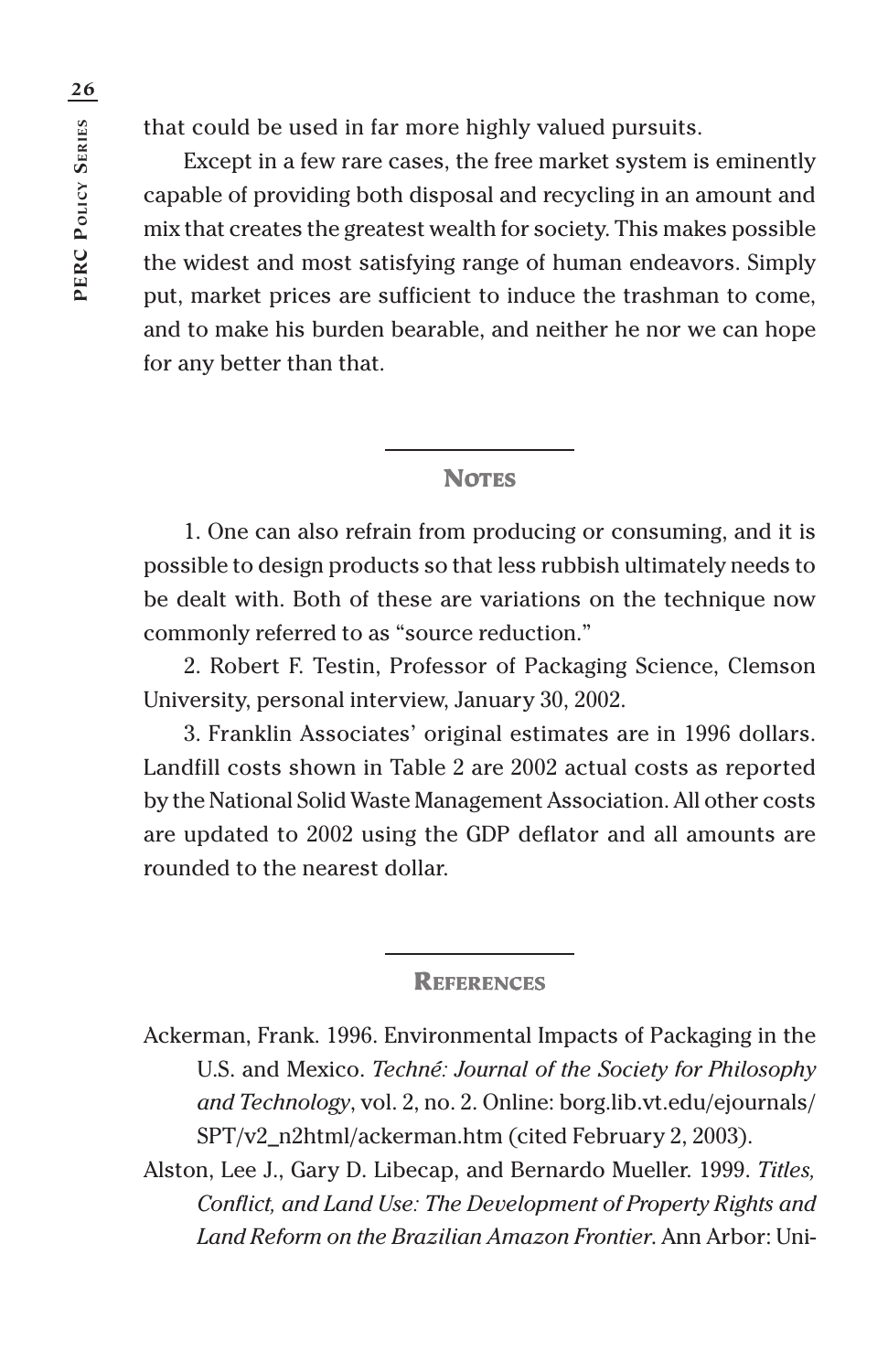that could be used in far more highly valued pursuits.

Except in a few rare cases, the free market system is eminently capable of providing both disposal and recycling in an amount and mix that creates the greatest wealth for society. This makes possible the widest and most satisfying range of human endeavors. Simply put, market prices are sufficient to induce the trashman to come, and to make his burden bearable, and neither he nor we can hope for any better than that.

## Notes

1. One can also refrain from producing or consuming, and it is possible to design products so that less rubbish ultimately needs to be dealt with. Both of these are variations on the technique now commonly referred to as "source reduction."

2. Robert F. Testin, Professor of Packaging Science, Clemson University, personal interview, January 30, 2002.

3. Franklin Associates' original estimates are in 1996 dollars. Landfill costs shown in Table 2 are 2002 actual costs as reported by the National Solid Waste Management Association. All other costs are updated to 2002 using the GDP deflator and all amounts are rounded to the nearest dollar.

## References

Ackerman, Frank. 1996. Environmental Impacts of Packaging in the U.S. and Mexico. *Techné: Journal of the Society for Philosophy and Technology*, vol. 2, no. 2. Online: borg.lib.vt.edu/ejournals/SPT/v2_n2html/ackerman.htm (cited February 2, 2003).

Alston, Lee J., Gary D. Libecap, and Bernardo Mueller. 1999. *Titles, Conflict, and Land Use: The Development of Property Rights and Land Reform on the Brazilian Amazon Frontier*. Ann Arbor: Uni-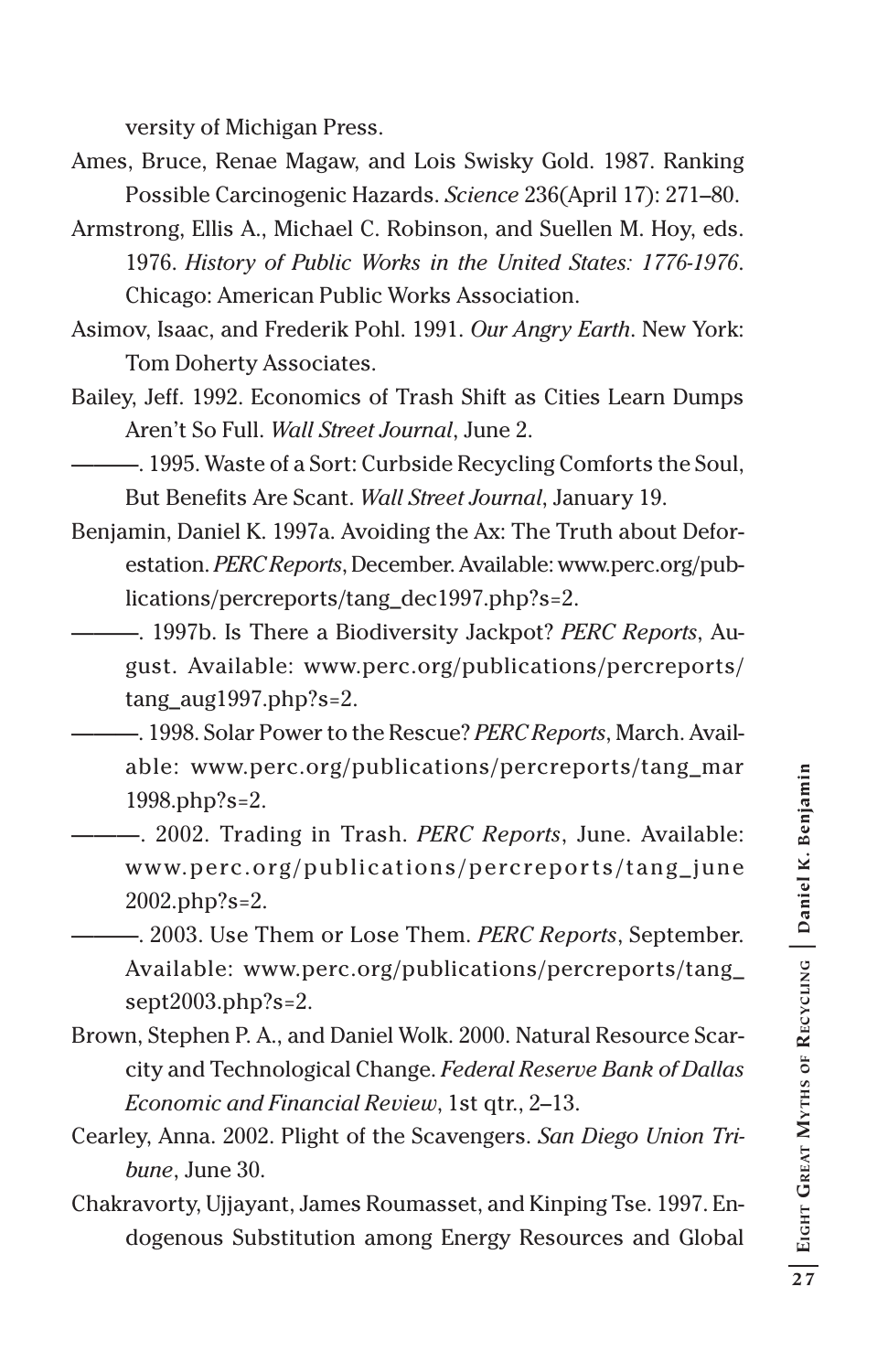versity of Michigan Press.

Ames, Bruce, Renae Magaw, and Lois Swisky Gold. 1987. Ranking Possible Carcinogenic Hazards. *Science* 236(April 17): 271–80.

Armstrong, Ellis A., Michael C. Robinson, and Suellen M. Hoy, eds. 1976. *History of Public Works in the United States: 1776-1976*. Chicago: American Public Works Association.

Asimov, Isaac, and Frederik Pohl. 1991. *Our Angry Earth*. New York: Tom Doherty Associates.

Bailey, Jeff. 1992. Economics of Trash Shift as Cities Learn Dumps Aren't So Full. *Wall Street Journal*, June 2.

———. 1995. Waste of a Sort: Curbside Recycling Comforts the Soul, But Benefits Are Scant. *Wall Street Journal*, January 19.

Benjamin, Daniel K. 1997a. Avoiding the Ax: The Truth about Deforestation. *PERC Reports*, December. Available: www.perc.org/publications/percreports/tang_dec1997.php?s=2.

———. 1997b. Is There a Biodiversity Jackpot? *PERC Reports*, August. Available: www.perc.org/publications/percreports/tang_aug1997.php?s=2.

———. 1998. Solar Power to the Rescue? *PERC Reports*, March. Available: www.perc.org/publications/percreports/tang_mar1998.php?s=2.

———. 2002. Trading in Trash. *PERC Reports*, June. Available: www.perc.org/publications/percreports/tang_june2002.php?s=2.

———. 2003. Use Them or Lose Them. *PERC Reports*, September. Available: www.perc.org/publications/percreports/tang_sept2003.php?s=2.

Brown, Stephen P. A., and Daniel Wolk. 2000. Natural Resource Scarcity and Technological Change. *Federal Reserve Bank of Dallas Economic and Financial Review*, 1st qtr., 2–13.

Cearley, Anna. 2002. Plight of the Scavengers. *San Diego Union Tribune*, June 30.

Chakravorty, Ujjayant, James Roumasset, and Kinping Tse. 1997. Endogenous Substitution among Energy Resources and Global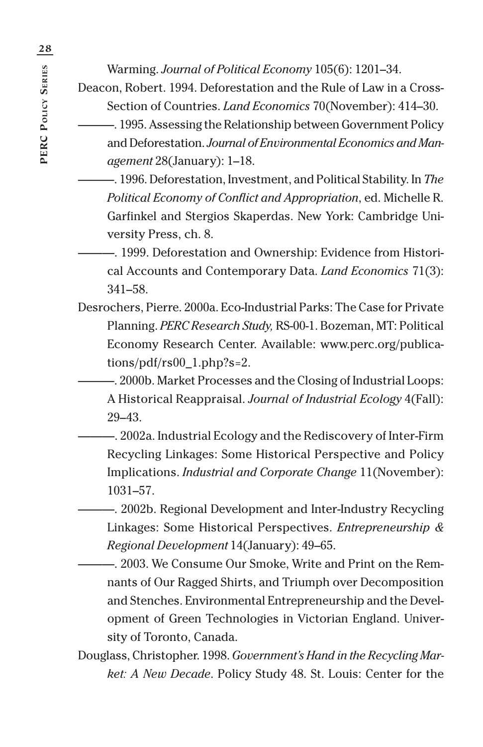Warming. *Journal of Political Economy* 105(6): 1201–34.

Deacon, Robert. 1994. Deforestation and the Rule of Law in a Cross-Section of Countries. *Land Economics* 70(November): 414–30.

———. 1995. Assessing the Relationship between Government Policy and Deforestation. *Journal of Environmental Economics and Management* 28(January): 1–18.

———. 1996. Deforestation, Investment, and Political Stability. In *The Political Economy of Conflict and Appropriation*, ed. Michelle R. Garfinkel and Stergios Skaperdas. New York: Cambridge University Press, ch. 8.

———. 1999. Deforestation and Ownership: Evidence from Historical Accounts and Contemporary Data. *Land Economics* 71(3): 341–58.

Desrochers, Pierre. 2000a. Eco-Industrial Parks: The Case for Private Planning. *PERC Research Study,* RS-00-1. Bozeman, MT: Political Economy Research Center. Available: www.perc.org/publications/pdf/rs00_1.php?s=2.

———. 2000b. Market Processes and the Closing of Industrial Loops: A Historical Reappraisal. *Journal of Industrial Ecology* 4(Fall): 29–43.

———. 2002a. Industrial Ecology and the Rediscovery of Inter-Firm Recycling Linkages: Some Historical Perspective and Policy Implications. *Industrial and Corporate Change* 11(November): 1031–57.

———. 2002b. Regional Development and Inter-Industry Recycling Linkages: Some Historical Perspectives. *Entrepreneurship & Regional Development* 14(January): 49–65.

———. 2003. We Consume Our Smoke, Write and Print on the Remnants of Our Ragged Shirts, and Triumph over Decomposition and Stenches. Environmental Entrepreneurship and the Development of Green Technologies in Victorian England. University of Toronto, Canada.

Douglass, Christopher. 1998. *Government's Hand in the Recycling Market: A New Decade*. Policy Study 48. St. Louis: Center for the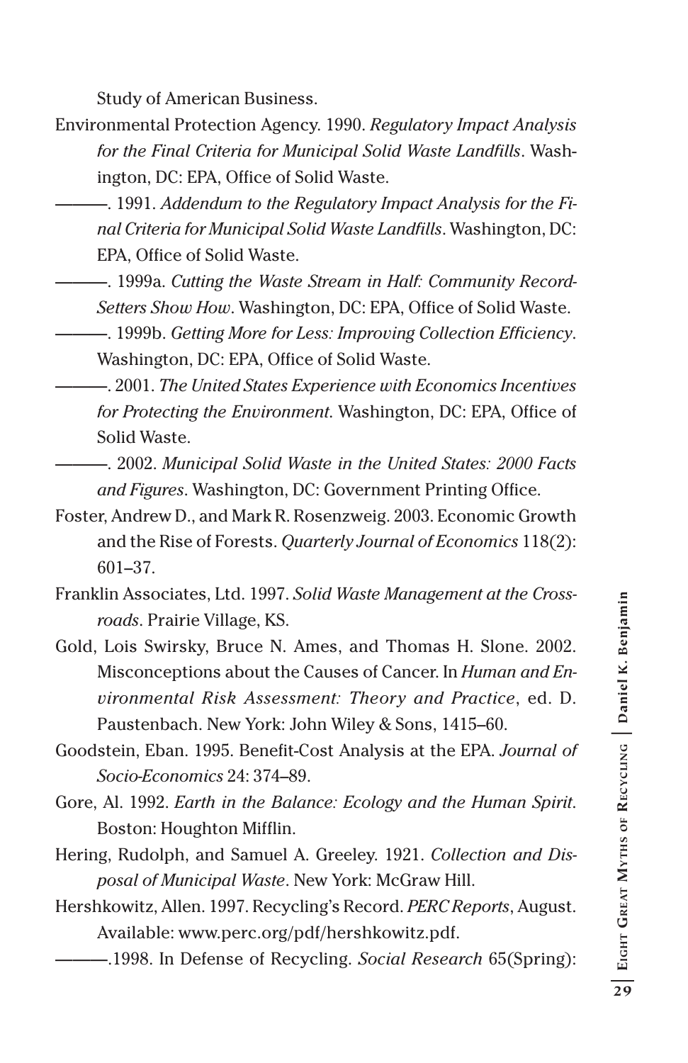Study of American Business.

Environmental Protection Agency. 1990. *Regulatory Impact Analysis for the Final Criteria for Municipal Solid Waste Landfills*. Washington, DC: EPA, Office of Solid Waste.

———. 1991. *Addendum to the Regulatory Impact Analysis for the Final Criteria for Municipal Solid Waste Landfills*. Washington, DC: EPA, Office of Solid Waste.

———. 1999a. *Cutting the Waste Stream in Half: Community Record-Setters Show How*. Washington, DC: EPA, Office of Solid Waste.

———. 1999b. *Getting More for Less: Improving Collection Efficiency*. Washington, DC: EPA, Office of Solid Waste.

———. 2001. *The United States Experience with Economics Incentives for Protecting the Environment*. Washington, DC: EPA, Office of Solid Waste.

———. 2002. *Municipal Solid Waste in the United States: 2000 Facts and Figures*. Washington, DC: Government Printing Office.

Foster, Andrew D., and Mark R. Rosenzweig. 2003. Economic Growth and the Rise of Forests. *Quarterly Journal of Economics* 118(2): 601–37.

Franklin Associates, Ltd. 1997. *Solid Waste Management at the Crossroads*. Prairie Village, KS.

Gold, Lois Swirsky, Bruce N. Ames, and Thomas H. Slone. 2002. Misconceptions about the Causes of Cancer. In *Human and Environmental Risk Assessment: Theory and Practice*, ed. D. Paustenbach. New York: John Wiley & Sons, 1415–60.

Goodstein, Eban. 1995. Benefit-Cost Analysis at the EPA. *Journal of Socio-Economics* 24: 374–89.

Gore, Al. 1992. *Earth in the Balance: Ecology and the Human Spirit*. Boston: Houghton Mifflin.

Hering, Rudolph, and Samuel A. Greeley. 1921. *Collection and Disposal of Municipal Waste*. New York: McGraw Hill.

Hershkowitz, Allen. 1997. Recycling's Record. *PERC Reports*, August. Available: www.perc.org/pdf/hershkowitz.pdf.

———.1998. In Defense of Recycling. *Social Research* 65(Spring):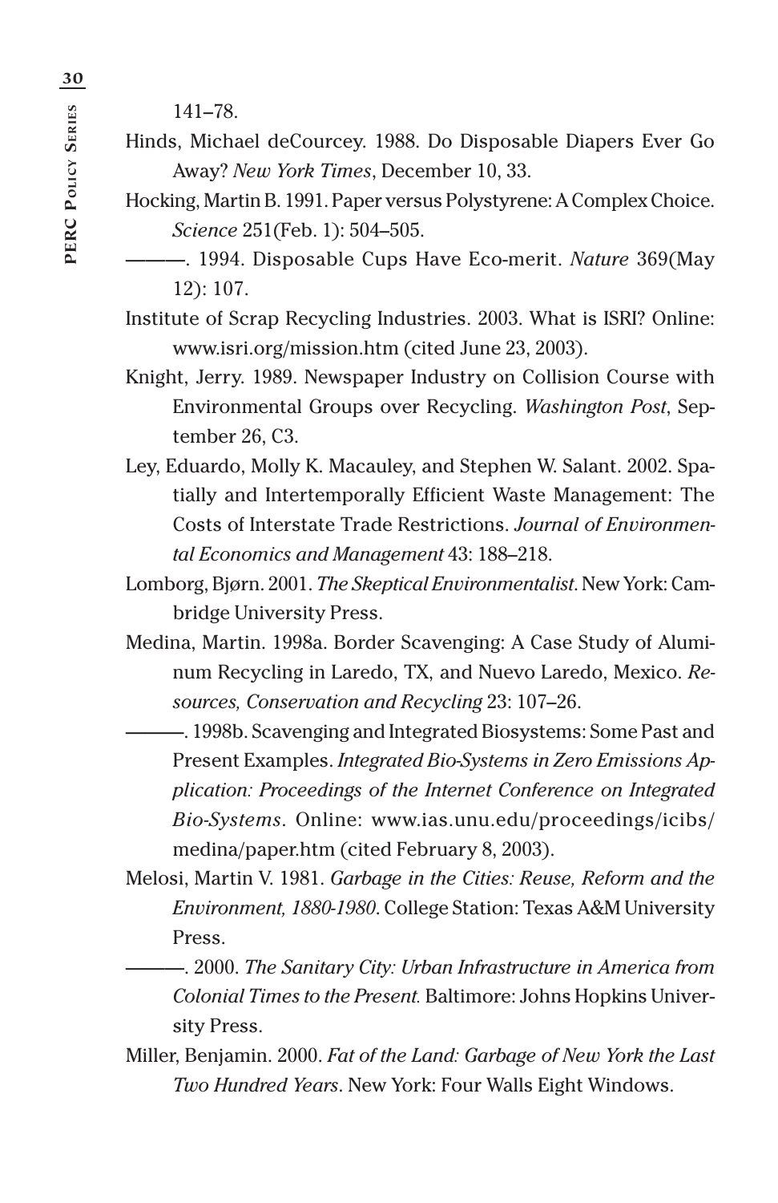141–78.

Hinds, Michael deCourcey. 1988. Do Disposable Diapers Ever Go Away? *New York Times*, December 10, 33.

Hocking, Martin B. 1991. Paper versus Polystyrene: A Complex Choice. *Science* 251(Feb. 1): 504–505.

———. 1994. Disposable Cups Have Eco-merit. *Nature* 369(May 12): 107.

Institute of Scrap Recycling Industries. 2003. What is ISRI? Online: www.isri.org/mission.htm (cited June 23, 2003).

Knight, Jerry. 1989. Newspaper Industry on Collision Course with Environmental Groups over Recycling. *Washington Post*, September 26, C3.

Ley, Eduardo, Molly K. Macauley, and Stephen W. Salant. 2002. Spatially and Intertemporally Efficient Waste Management: The Costs of Interstate Trade Restrictions. *Journal of Environmental Economics and Management* 43: 188–218.

Lomborg, Bjørn. 2001. *The Skeptical Environmentalist*. New York: Cambridge University Press.

Medina, Martin. 1998a. Border Scavenging: A Case Study of Aluminum Recycling in Laredo, TX, and Nuevo Laredo, Mexico. *Resources, Conservation and Recycling* 23: 107–26.

———. 1998b. Scavenging and Integrated Biosystems: Some Past and Present Examples. *Integrated Bio-Systems in Zero Emissions Application: Proceedings of the Internet Conference on Integrated Bio-Systems*. Online: www.ias.unu.edu/proceedings/icibs/medina/paper.htm (cited February 8, 2003).

Melosi, Martin V. 1981. *Garbage in the Cities: Reuse, Reform and the Environment, 1880-1980*. College Station: Texas A&M University Press.

———. 2000. *The Sanitary City: Urban Infrastructure in America from Colonial Times to the Present.* Baltimore: Johns Hopkins University Press.

Miller, Benjamin. 2000. *Fat of the Land: Garbage of New York the Last Two Hundred Years*. New York: Four Walls Eight Windows.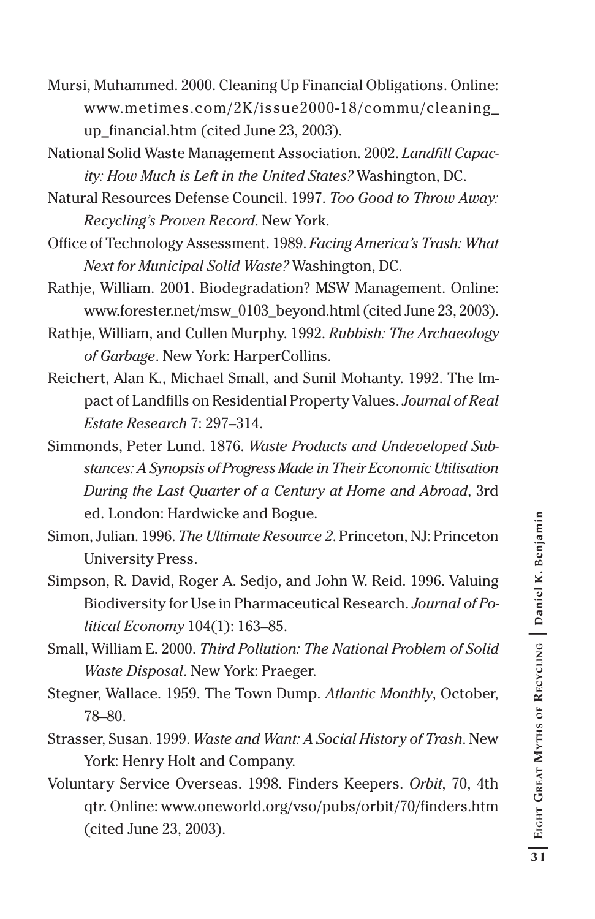Mursi, Muhammed. 2000. Cleaning Up Financial Obligations. Online: www.metimes.com/2K/issue2000-18/commu/cleaning_up_financial.htm (cited June 23, 2003).

National Solid Waste Management Association. 2002. *Landfill Capacity: How Much is Left in the United States?* Washington, DC.

Natural Resources Defense Council. 1997. *Too Good to Throw Away: Recycling's Proven Record*. New York.

Office of Technology Assessment. 1989. *Facing America's Trash: What Next for Municipal Solid Waste?* Washington, DC.

Rathje, William. 2001. Biodegradation? MSW Management. Online: www.forester.net/msw_0103_beyond.html (cited June 23, 2003).

Rathje, William, and Cullen Murphy. 1992. *Rubbish: The Archaeology of Garbage*. New York: HarperCollins.

Reichert, Alan K., Michael Small, and Sunil Mohanty. 1992. The Impact of Landfills on Residential Property Values. *Journal of Real Estate Research* 7: 297–314.

Simmonds, Peter Lund. 1876. *Waste Products and Undeveloped Substances: A Synopsis of Progress Made in Their Economic Utilisation During the Last Quarter of a Century at Home and Abroad*, 3rd ed. London: Hardwicke and Bogue.

Simon, Julian. 1996. *The Ultimate Resource 2*. Princeton, NJ: Princeton University Press.

Simpson, R. David, Roger A. Sedjo, and John W. Reid. 1996. Valuing Biodiversity for Use in Pharmaceutical Research. *Journal of Political Economy* 104(1): 163–85.

Small, William E. 2000. *Third Pollution: The National Problem of Solid Waste Disposal*. New York: Praeger.

Stegner, Wallace. 1959. The Town Dump. *Atlantic Monthly*, October, 78–80.

Strasser, Susan. 1999. *Waste and Want: A Social History of Trash*. New York: Henry Holt and Company.

Voluntary Service Overseas. 1998. Finders Keepers. *Orbit*, 70, 4th qtr. Online: www.oneworld.org/vso/pubs/orbit/70/finders.htm (cited June 23, 2003).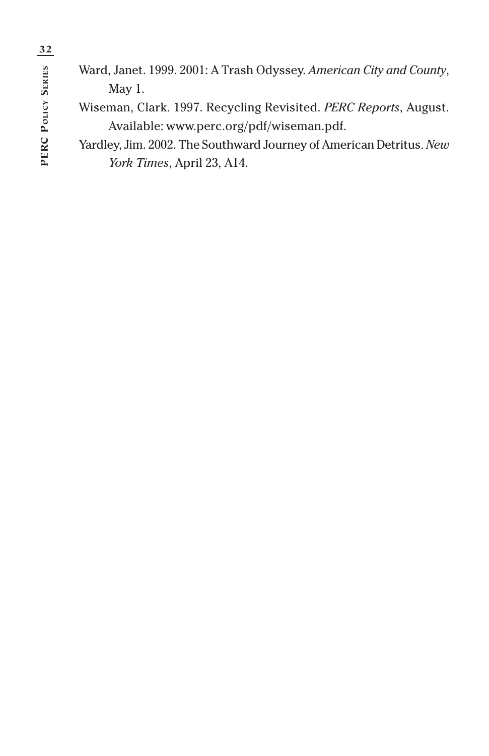Ward, Janet. 1999. 2001: A Trash Odyssey. *American City and County*, May 1.

Wiseman, Clark. 1997. Recycling Revisited. *PERC Reports*, August. Available: www.perc.org/pdf/wiseman.pdf.

Yardley, Jim. 2002. The Southward Journey of American Detritus. *New York Times*, April 23, A14.